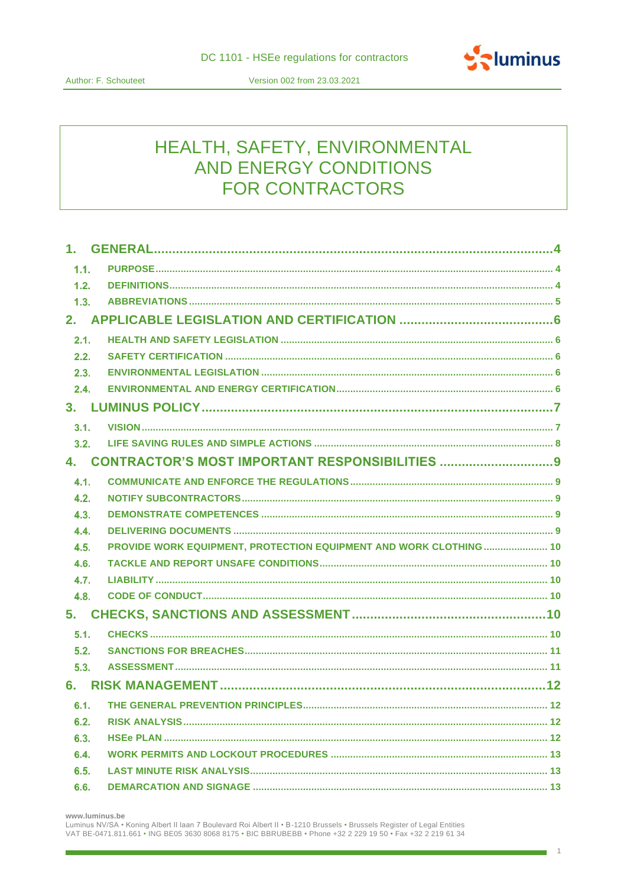# HEALTH, SAFETY, ENVIRONMENTAL AND ENERGY CONDITIONS FOR CONTRACTORS

1. GENERAL....4
   - 1.1. PURPOSE....4
   - 1.2. DEFINITIONS....4
   - 1.3. ABBREVIATIONS....5
2. APPLICABLE LEGISLATION AND CERTIFICATION....6
   - 2.1. HEALTH AND SAFETY LEGISLATION....6
   - 2.2. SAFETY CERTIFICATION....6
   - 2.3. ENVIRONMENTAL LEGISLATION....6
   - 2.4. ENVIRONMENTAL AND ENERGY CERTIFICATION....6
3. LUMINUS POLICY....7
   - 3.1. VISION....7
   - 3.2. LIFE SAVING RULES AND SIMPLE ACTIONS....8
4. CONTRACTOR'S MOST IMPORTANT RESPONSIBILITIES....9
   - 4.1. COMMUNICATE AND ENFORCE THE REGULATIONS....9
   - 4.2. NOTIFY SUBCONTRACTORS....9
   - 4.3. DEMONSTRATE COMPETENCES....9
   - 4.4. DELIVERING DOCUMENTS....9
   - 4.5. PROVIDE WORK EQUIPMENT, PROTECTION EQUIPMENT AND WORK CLOTHING....10
   - 4.6. TACKLE AND REPORT UNSAFE CONDITIONS....10
   - 4.7. LIABILITY....10
   - 4.8. CODE OF CONDUCT....10
5. CHECKS, SANCTIONS AND ASSESSMENT....10
   - 5.1. CHECKS....10
   - 5.2. SANCTIONS FOR BREACHES....11
   - 5.3. ASSESSMENT....11
6. RISK MANAGEMENT....12
   - 6.1. THE GENERAL PREVENTION PRINCIPLES....12
   - 6.2. RISK ANALYSIS....12
   - 6.3. HSEe PLAN....12
   - 6.4. WORK PERMITS AND LOCKOUT PROCEDURES....13
   - 6.5. LAST MINUTE RISK ANALYSIS....13
   - 6.6. DEMARCATION AND SIGNAGE....13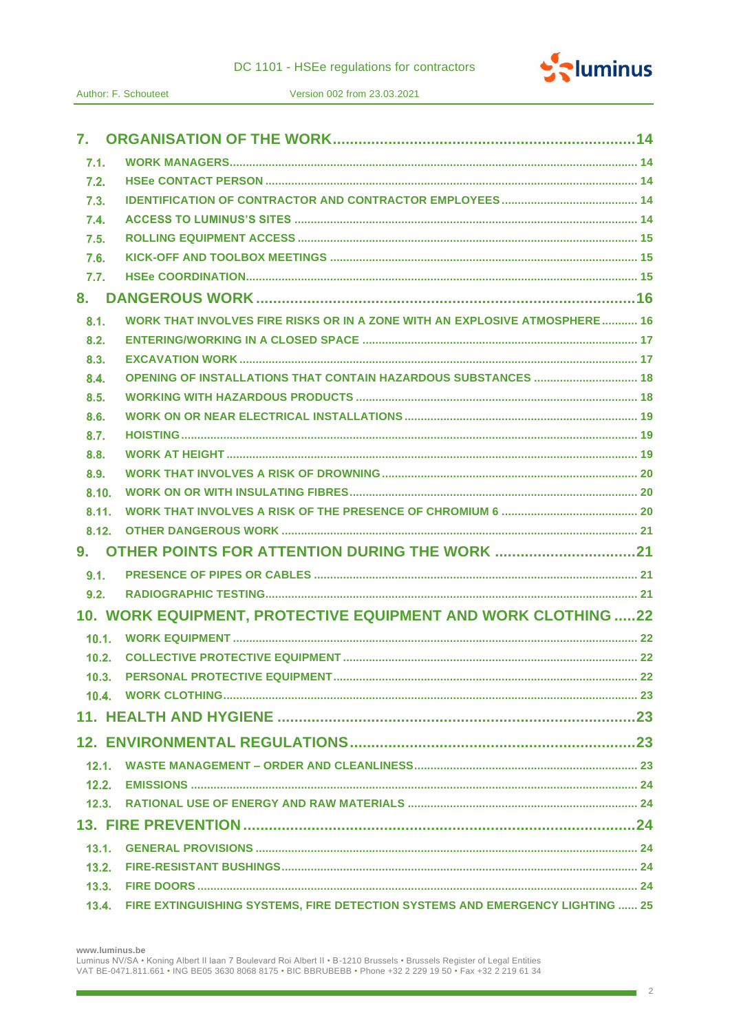7. ORGANISATION OF THE WORK ..... 14

- 7.1. WORK MANAGERS ..... 14
- 7.2. HSEe CONTACT PERSON ..... 14
- 7.3. IDENTIFICATION OF CONTRACTOR AND CONTRACTOR EMPLOYEES ..... 14
- 7.4. ACCESS TO LUMINUS'S SITES ..... 14
- 7.5. ROLLING EQUIPMENT ACCESS ..... 15
- 7.6. KICK-OFF AND TOOLBOX MEETINGS ..... 15
- 7.7. HSEe COORDINATION ..... 15

8. DANGEROUS WORK ..... 16

- 8.1. WORK THAT INVOLVES FIRE RISKS OR IN A ZONE WITH AN EXPLOSIVE ATMOSPHERE ..... 16
- 8.2. ENTERING/WORKING IN A CLOSED SPACE ..... 17
- 8.3. EXCAVATION WORK ..... 17
- 8.4. OPENING OF INSTALLATIONS THAT CONTAIN HAZARDOUS SUBSTANCES ..... 18
- 8.5. WORKING WITH HAZARDOUS PRODUCTS ..... 18
- 8.6. WORK ON OR NEAR ELECTRICAL INSTALLATIONS ..... 19
- 8.7. HOISTING ..... 19
- 8.8. WORK AT HEIGHT ..... 19
- 8.9. WORK THAT INVOLVES A RISK OF DROWNING ..... 20
- 8.10. WORK ON OR WITH INSULATING FIBRES ..... 20
- 8.11. WORK THAT INVOLVES A RISK OF THE PRESENCE OF CHROMIUM 6 ..... 20
- 8.12. OTHER DANGEROUS WORK ..... 21

9. OTHER POINTS FOR ATTENTION DURING THE WORK ..... 21

- 9.1. PRESENCE OF PIPES OR CABLES ..... 21
- 9.2. RADIOGRAPHIC TESTING ..... 21

10. WORK EQUIPMENT, PROTECTIVE EQUIPMENT AND WORK CLOTHING ..... 22

- 10.1. WORK EQUIPMENT ..... 22
- 10.2. COLLECTIVE PROTECTIVE EQUIPMENT ..... 22
- 10.3. PERSONAL PROTECTIVE EQUIPMENT ..... 22
- 10.4. WORK CLOTHING ..... 23

11. HEALTH AND HYGIENE ..... 23

12. ENVIRONMENTAL REGULATIONS ..... 23

- 12.1. WASTE MANAGEMENT – ORDER AND CLEANLINESS ..... 23
- 12.2. EMISSIONS ..... 24
- 12.3. RATIONAL USE OF ENERGY AND RAW MATERIALS ..... 24

13. FIRE PREVENTION ..... 24

- 13.1. GENERAL PROVISIONS ..... 24
- 13.2. FIRE-RESISTANT BUSHINGS ..... 24
- 13.3. FIRE DOORS ..... 24
- 13.4. FIRE EXTINGUISHING SYSTEMS, FIRE DETECTION SYSTEMS AND EMERGENCY LIGHTING ..... 25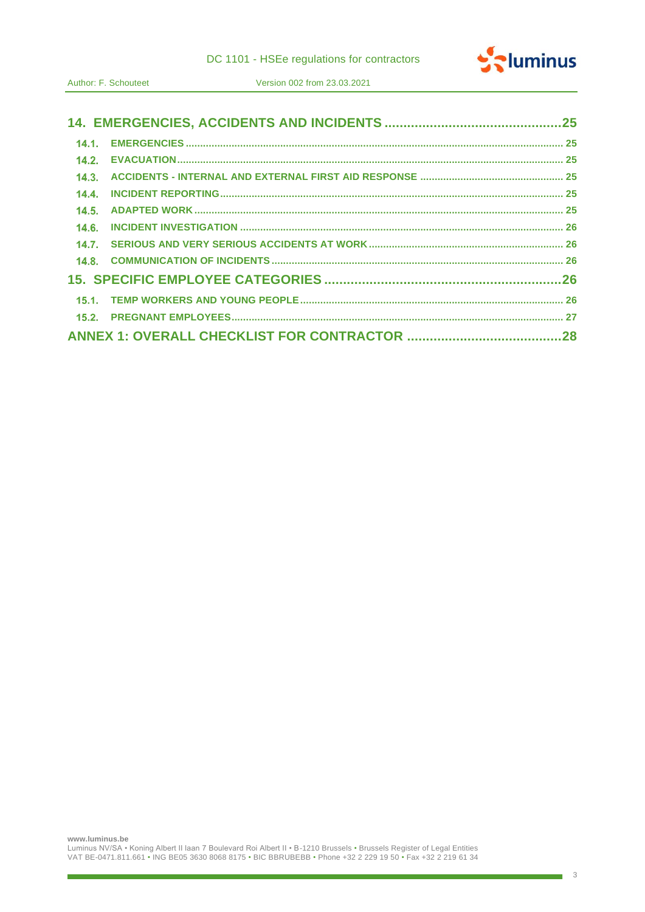**14. EMERGENCIES, ACCIDENTS AND INCIDENTS ....................................................25**

14.1. EMERGENCIES ........................................................................................................................ 25

14.2. EVACUATION .......................................................................................................................... 25

14.3. ACCIDENTS - INTERNAL AND EXTERNAL FIRST AID RESPONSE ...................................................... 25

14.4. INCIDENT REPORTING ............................................................................................................. 25

14.5. ADAPTED WORK ...................................................................................................................... 25

14.6. INCIDENT INVESTIGATION ...................................................................................................... 26

14.7. SERIOUS AND VERY SERIOUS ACCIDENTS AT WORK ........................................................... 26

14.8. COMMUNICATION OF INCIDENTS ............................................................................................ 26

**15. SPECIFIC EMPLOYEE CATEGORIES .....................................................................26**

15.1. TEMP WORKERS AND YOUNG PEOPLE ...................................................................................... 26

15.2. PREGNANT EMPLOYEES ........................................................................................................... 27

**ANNEX 1: OVERALL CHECKLIST FOR CONTRACTOR ................................................28**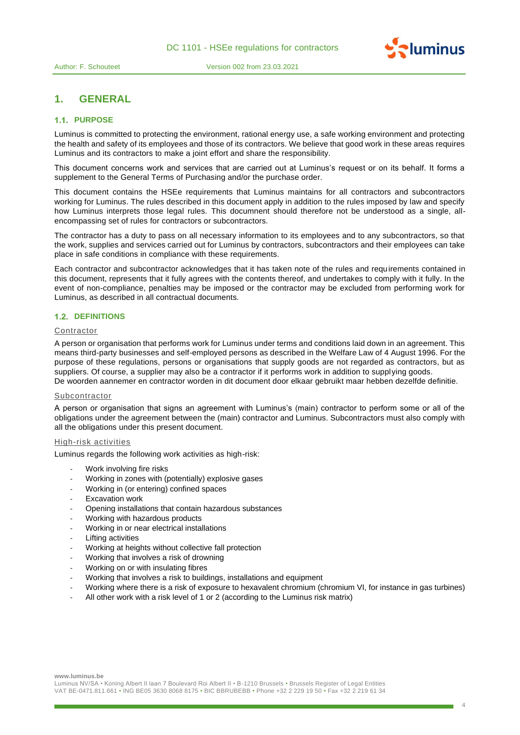# 1. GENERAL

## 1.1. PURPOSE

Luminus is committed to protecting the environment, rational energy use, a safe working environment and protecting the health and safety of its employees and those of its contractors. We believe that good work in these areas requires Luminus and its contractors to make a joint effort and share the responsibility.

This document concerns work and services that are carried out at Luminus's request or on its behalf. It forms a supplement to the General Terms of Purchasing and/or the purchase order.

This document contains the HSEe requirements that Luminus maintains for all contractors and subcontractors working for Luminus. The rules described in this document apply in addition to the rules imposed by law and specify how Luminus interprets those legal rules. This docunment should therefore not be understood as a single, all-encompassing set of rules for contractors or subcontractors.

The contractor has a duty to pass on all necessary information to its employees and to any subcontractors, so that the work, supplies and services carried out for Luminus by contractors, subcontractors and their employees can take place in safe conditions in compliance with these requirements.

Each contractor and subcontractor acknowledges that it has taken note of the rules and requirements contained in this document, represents that it fully agrees with the contents thereof, and undertakes to comply with it fully. In the event of non-compliance, penalties may be imposed or the contractor may be excluded from performing work for Luminus, as described in all contractual documents.

## 1.2. DEFINITIONS

### Contractor

A person or organisation that performs work for Luminus under terms and conditions laid down in an agreement. This means third-party businesses and self-employed persons as described in the Welfare Law of 4 August 1996. For the purpose of these regulations, persons or organisations that supply goods are not regarded as contractors, but as suppliers. Of course, a supplier may also be a contractor if it performs work in addition to supplying goods.
De woorden aannemer en contractor worden in dit document door elkaar gebruikt maar hebben dezelfde definitie.

### Subcontractor

A person or organisation that signs an agreement with Luminus's (main) contractor to perform some or all of the obligations under the agreement between the (main) contractor and Luminus. Subcontractors must also comply with all the obligations under this present document.

### High-risk activities

Luminus regards the following work activities as high-risk:

- Work involving fire risks
- Working in zones with (potentially) explosive gases
- Working in (or entering) confined spaces
- Excavation work
- Opening installations that contain hazardous substances
- Working with hazardous products
- Working in or near electrical installations
- Lifting activities
- Working at heights without collective fall protection
- Working that involves a risk of drowning
- Working on or with insulating fibres
- Working that involves a risk to buildings, installations and equipment
- Working where there is a risk of exposure to hexavalent chromium (chromium VI, for instance in gas turbines)
- All other work with a risk level of 1 or 2 (according to the Luminus risk matrix)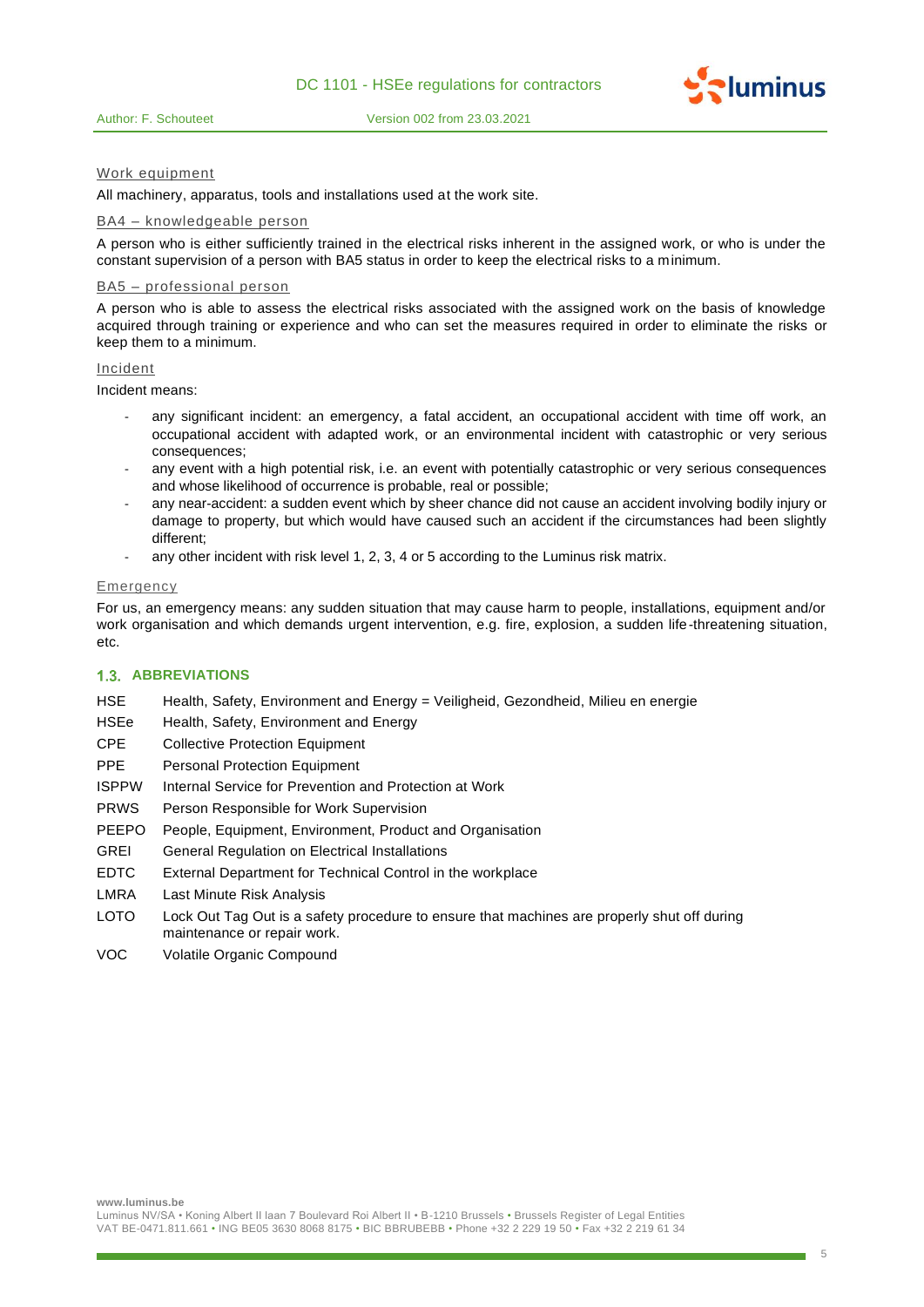<u>Work equipment</u>

All machinery, apparatus, tools and installations used at the work site.

<u>BA4 – knowledgeable person</u>

A person who is either sufficiently trained in the electrical risks inherent in the assigned work, or who is under the constant supervision of a person with BA5 status in order to keep the electrical risks to a minimum.

<u>BA5 – professional person</u>

A person who is able to assess the electrical risks associated with the assigned work on the basis of knowledge acquired through training or experience and who can set the measures required in order to eliminate the risks or keep them to a minimum.

<u>Incident</u>

Incident means:

- any significant incident: an emergency, a fatal accident, an occupational accident with time off work, an occupational accident with adapted work, or an environmental incident with catastrophic or very serious consequences;
- any event with a high potential risk, i.e. an event with potentially catastrophic or very serious consequences and whose likelihood of occurrence is probable, real or possible;
- any near-accident: a sudden event which by sheer chance did not cause an accident involving bodily injury or damage to property, but which would have caused such an accident if the circumstances had been slightly different;
- any other incident with risk level 1, 2, 3, 4 or 5 according to the Luminus risk matrix.

<u>Emergency</u>

For us, an emergency means: any sudden situation that may cause harm to people, installations, equipment and/or work organisation and which demands urgent intervention, e.g. fire, explosion, a sudden life-threatening situation, etc.

## 1.3. ABBREVIATIONS

| | |
|---|---|
| HSE | Health, Safety, Environment and Energy = Veiligheid, Gezondheid, Milieu en energie |
| HSEe | Health, Safety, Environment and Energy |
| CPE | Collective Protection Equipment |
| PPE | Personal Protection Equipment |
| ISPPW | Internal Service for Prevention and Protection at Work |
| PRWS | Person Responsible for Work Supervision |
| PEEPO | People, Equipment, Environment, Product and Organisation |
| GREI | General Regulation on Electrical Installations |
| EDTC | External Department for Technical Control in the workplace |
| LMRA | Last Minute Risk Analysis |
| LOTO | Lock Out Tag Out is a safety procedure to ensure that machines are properly shut off during maintenance or repair work. |
| VOC | Volatile Organic Compound |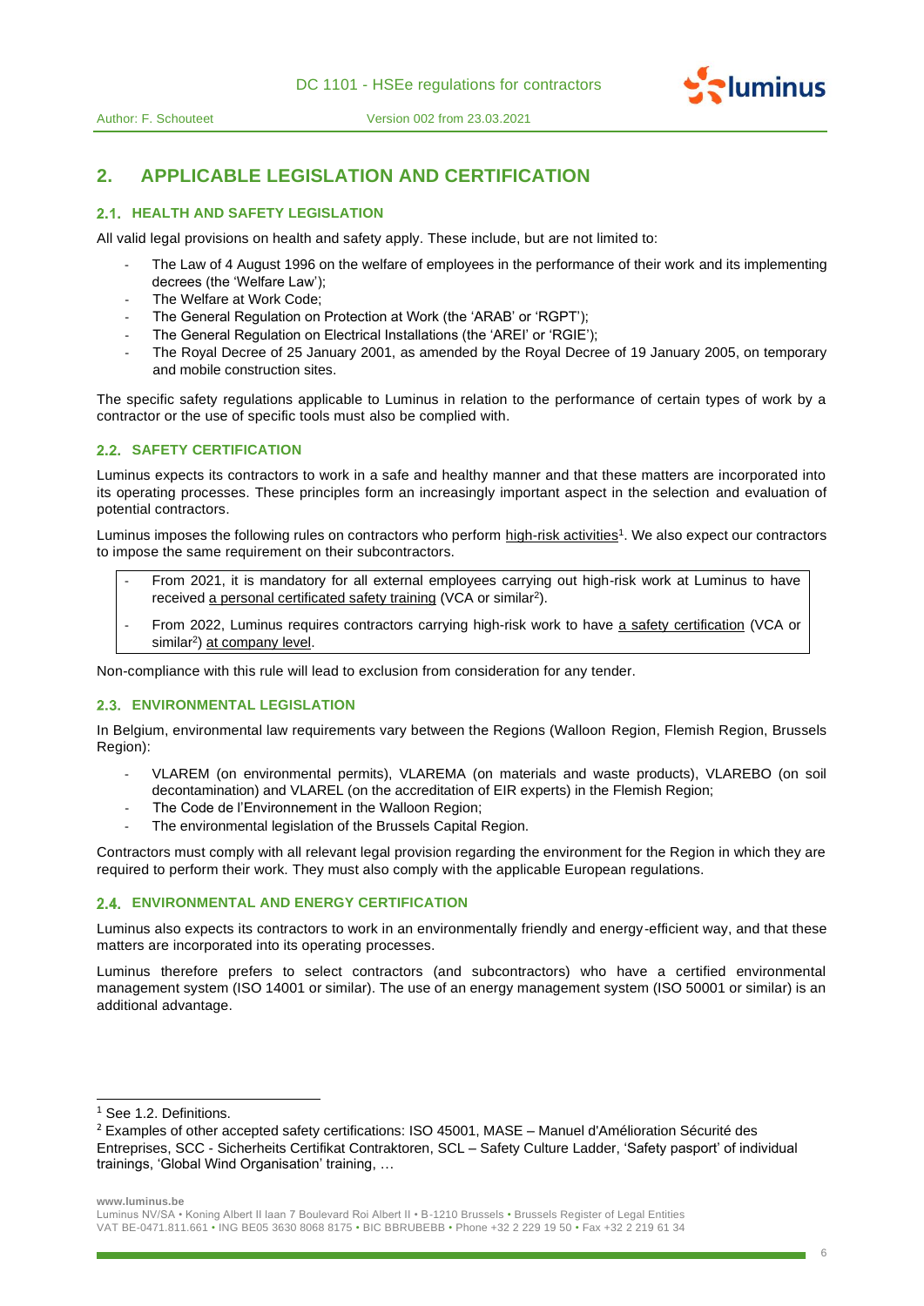## 2. APPLICABLE LEGISLATION AND CERTIFICATION

### 2.1. HEALTH AND SAFETY LEGISLATION

All valid legal provisions on health and safety apply. These include, but are not limited to:

- The Law of 4 August 1996 on the welfare of employees in the performance of their work and its implementing decrees (the 'Welfare Law');
- The Welfare at Work Code;
- The General Regulation on Protection at Work (the 'ARAB' or 'RGPT');
- The General Regulation on Electrical Installations (the 'AREI' or 'RGIE');
- The Royal Decree of 25 January 2001, as amended by the Royal Decree of 19 January 2005, on temporary and mobile construction sites.

The specific safety regulations applicable to Luminus in relation to the performance of certain types of work by a contractor or the use of specific tools must also be complied with.

### 2.2. SAFETY CERTIFICATION

Luminus expects its contractors to work in a safe and healthy manner and that these matters are incorporated into its operating processes. These principles form an increasingly important aspect in the selection and evaluation of potential contractors.

Luminus imposes the following rules on contractors who perform high-risk activities[1]. We also expect our contractors to impose the same requirement on their subcontractors.

- From 2021, it is mandatory for all external employees carrying out high-risk work at Luminus to have received a personal certificated safety training (VCA or similar[2]).
- From 2022, Luminus requires contractors carrying high-risk work to have a safety certification (VCA or similar[2]) at company level.

Non-compliance with this rule will lead to exclusion from consideration for any tender.

### 2.3. ENVIRONMENTAL LEGISLATION

In Belgium, environmental law requirements vary between the Regions (Walloon Region, Flemish Region, Brussels Region):

- VLAREM (on environmental permits), VLAREMA (on materials and waste products), VLAREBO (on soil decontamination) and VLAREL (on the accreditation of EIR experts) in the Flemish Region;
- The Code de l'Environnement in the Walloon Region;
- The environmental legislation of the Brussels Capital Region.

Contractors must comply with all relevant legal provision regarding the environment for the Region in which they are required to perform their work. They must also comply with the applicable European regulations.

### 2.4. ENVIRONMENTAL AND ENERGY CERTIFICATION

Luminus also expects its contractors to work in an environmentally friendly and energy-efficient way, and that these matters are incorporated into its operating processes.

Luminus therefore prefers to select contractors (and subcontractors) who have a certified environmental management system (ISO 14001 or similar). The use of an energy management system (ISO 50001 or similar) is an additional advantage.

---

[1] See 1.2. Definitions.

[2] Examples of other accepted safety certifications: ISO 45001, MASE – Manuel d'Amélioration Sécurité des Entreprises, SCC - Sicherheits Certifikat Contraktoren, SCL – Safety Culture Ladder, 'Safety pasport' of individual trainings, 'Global Wind Organisation' training, …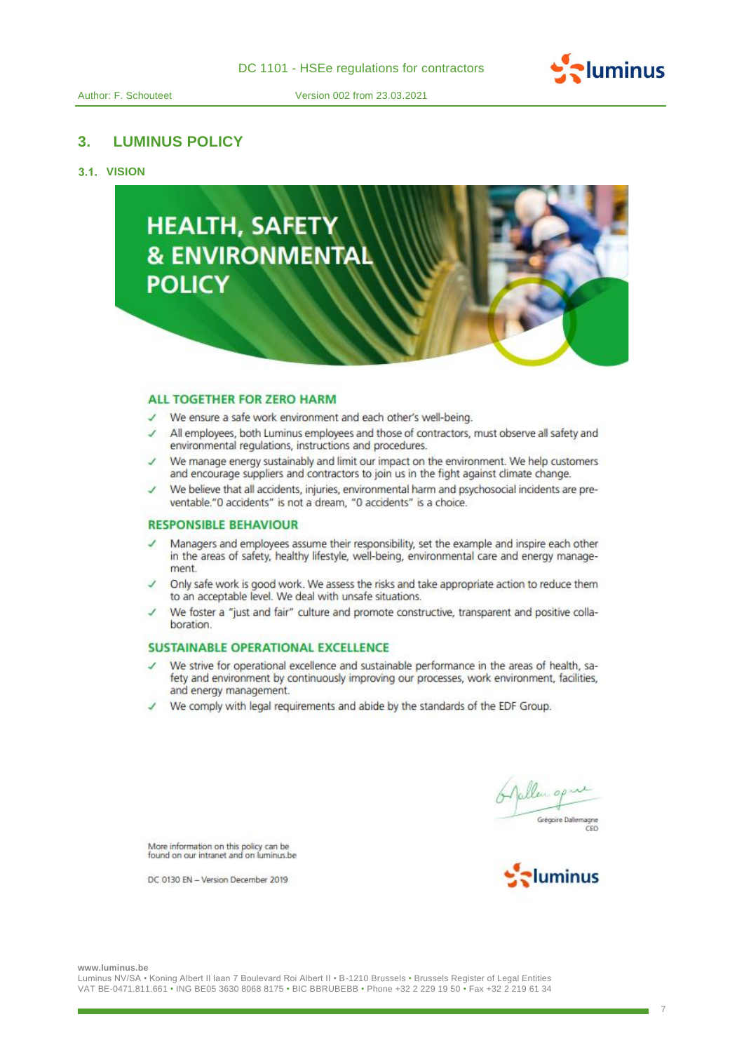## 3. LUMINUS POLICY

### 3.1. VISION

# HEALTH, SAFETY & ENVIRONMENTAL POLICY

### ALL TOGETHER FOR ZERO HARM

- ✓ We ensure a safe work environment and each other's well-being.
- ✓ All employees, both Luminus employees and those of contractors, must observe all safety and environmental regulations, instructions and procedures.
- ✓ We manage energy sustainably and limit our impact on the environment. We help customers and encourage suppliers and contractors to join us in the fight against climate change.
- ✓ We believe that all accidents, injuries, environmental harm and psychosocial incidents are preventable."0 accidents" is not a dream, "0 accidents" is a choice.

### RESPONSIBLE BEHAVIOUR

- ✓ Managers and employees assume their responsibility, set the example and inspire each other in the areas of safety, healthy lifestyle, well-being, environmental care and energy management.
- ✓ Only safe work is good work. We assess the risks and take appropriate action to reduce them to an acceptable level. We deal with unsafe situations.
- ✓ We foster a "just and fair" culture and promote constructive, transparent and positive collaboration.

### SUSTAINABLE OPERATIONAL EXCELLENCE

- ✓ We strive for operational excellence and sustainable performance in the areas of health, safety and environment by continuously improving our processes, work environment, facilities, and energy management.
- ✓ We comply with legal requirements and abide by the standards of the EDF Group.

Grégoire Dallemagne
CEO

More information on this policy can be found on our intranet and on luminus.be

DC 0130 EN – Version December 2019

luminus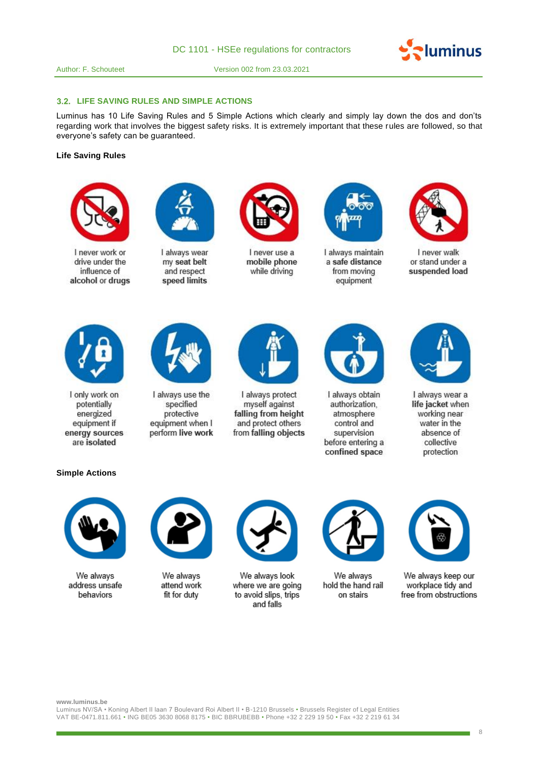## 3.2. LIFE SAVING RULES AND SIMPLE ACTIONS

Luminus has 10 Life Saving Rules and 5 Simple Actions which clearly and simply lay down the dos and don'ts regarding work that involves the biggest safety risks. It is extremely important that these rules are followed, so that everyone's safety can be guaranteed.

**Life Saving Rules**

- I never work or drive under the influence of **alcohol** or **drugs**
- I always wear my **seat belt** and respect **speed limits**
- I never use a **mobile phone** while driving
- I always maintain a **safe distance** from moving equipment
- I never walk or stand under a **suspended load**
- I only work on potentially energized equipment if **energy sources** are **isolated**
- I always use the specified protective equipment when I perform **live work**
- I always protect myself against **falling from height** and protect others from **falling objects**
- I always obtain authorization, atmosphere control and supervision before entering a **confined space**
- I always wear a **life jacket** when working near water in the absence of collective protection

**Simple Actions**

- We always address unsafe behaviors
- We always attend work fit for duty
- We always look where we are going to avoid slips, trips and falls
- We always hold the hand rail on stairs
- We always keep our workplace tidy and free from obstructions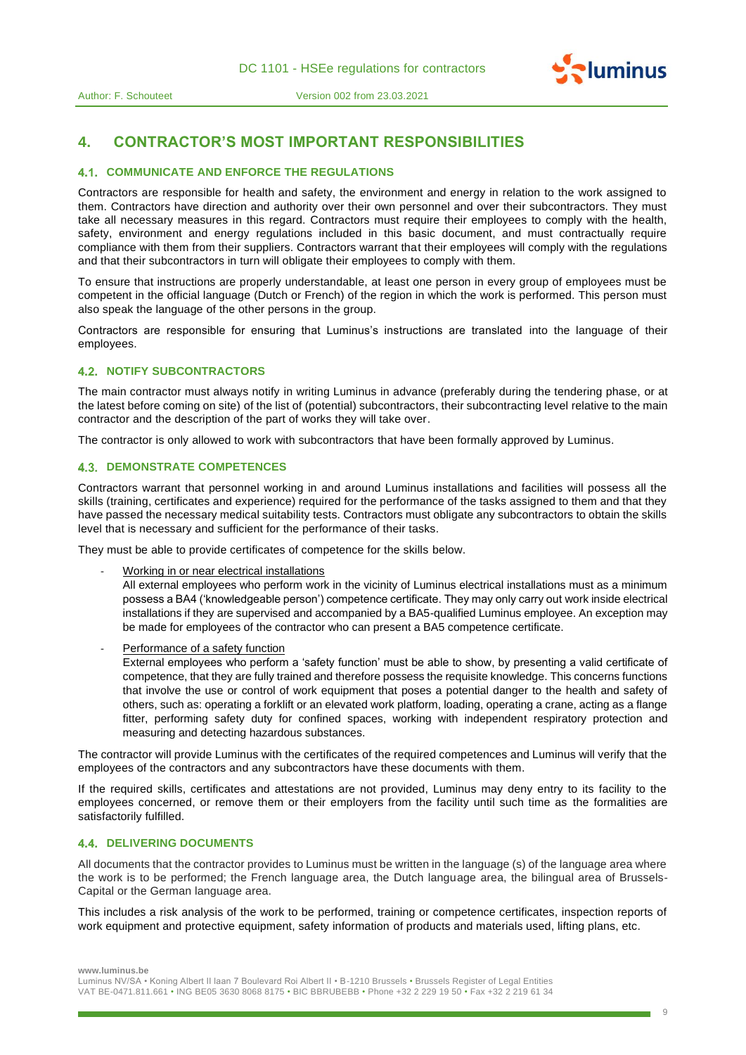# 4. CONTRACTOR'S MOST IMPORTANT RESPONSIBILITIES

## 4.1. COMMUNICATE AND ENFORCE THE REGULATIONS

Contractors are responsible for health and safety, the environment and energy in relation to the work assigned to them. Contractors have direction and authority over their own personnel and over their subcontractors. They must take all necessary measures in this regard. Contractors must require their employees to comply with the health, safety, environment and energy regulations included in this basic document, and must contractually require compliance with them from their suppliers. Contractors warrant that their employees will comply with the regulations and that their subcontractors in turn will obligate their employees to comply with them.

To ensure that instructions are properly understandable, at least one person in every group of employees must be competent in the official language (Dutch or French) of the region in which the work is performed. This person must also speak the language of the other persons in the group.

Contractors are responsible for ensuring that Luminus's instructions are translated into the language of their employees.

## 4.2. NOTIFY SUBCONTRACTORS

The main contractor must always notify in writing Luminus in advance (preferably during the tendering phase, or at the latest before coming on site) of the list of (potential) subcontractors, their subcontracting level relative to the main contractor and the description of the part of works they will take over.

The contractor is only allowed to work with subcontractors that have been formally approved by Luminus.

## 4.3. DEMONSTRATE COMPETENCES

Contractors warrant that personnel working in and around Luminus installations and facilities will possess all the skills (training, certificates and experience) required for the performance of the tasks assigned to them and that they have passed the necessary medical suitability tests. Contractors must obligate any subcontractors to obtain the skills level that is necessary and sufficient for the performance of their tasks.

They must be able to provide certificates of competence for the skills below.

- Working in or near electrical installations
  All external employees who perform work in the vicinity of Luminus electrical installations must as a minimum possess a BA4 ('knowledgeable person') competence certificate. They may only carry out work inside electrical installations if they are supervised and accompanied by a BA5-qualified Luminus employee. An exception may be made for employees of the contractor who can present a BA5 competence certificate.
- Performance of a safety function
  External employees who perform a 'safety function' must be able to show, by presenting a valid certificate of competence, that they are fully trained and therefore possess the requisite knowledge. This concerns functions that involve the use or control of work equipment that poses a potential danger to the health and safety of others, such as: operating a forklift or an elevated work platform, loading, operating a crane, acting as a flange fitter, performing safety duty for confined spaces, working with independent respiratory protection and measuring and detecting hazardous substances.

The contractor will provide Luminus with the certificates of the required competences and Luminus will verify that the employees of the contractors and any subcontractors have these documents with them.

If the required skills, certificates and attestations are not provided, Luminus may deny entry to its facility to the employees concerned, or remove them or their employers from the facility until such time as the formalities are satisfactorily fulfilled.

## 4.4. DELIVERING DOCUMENTS

All documents that the contractor provides to Luminus must be written in the language (s) of the language area where the work is to be performed; the French language area, the Dutch language area, the bilingual area of Brussels-Capital or the German language area.

This includes a risk analysis of the work to be performed, training or competence certificates, inspection reports of work equipment and protective equipment, safety information of products and materials used, lifting plans, etc.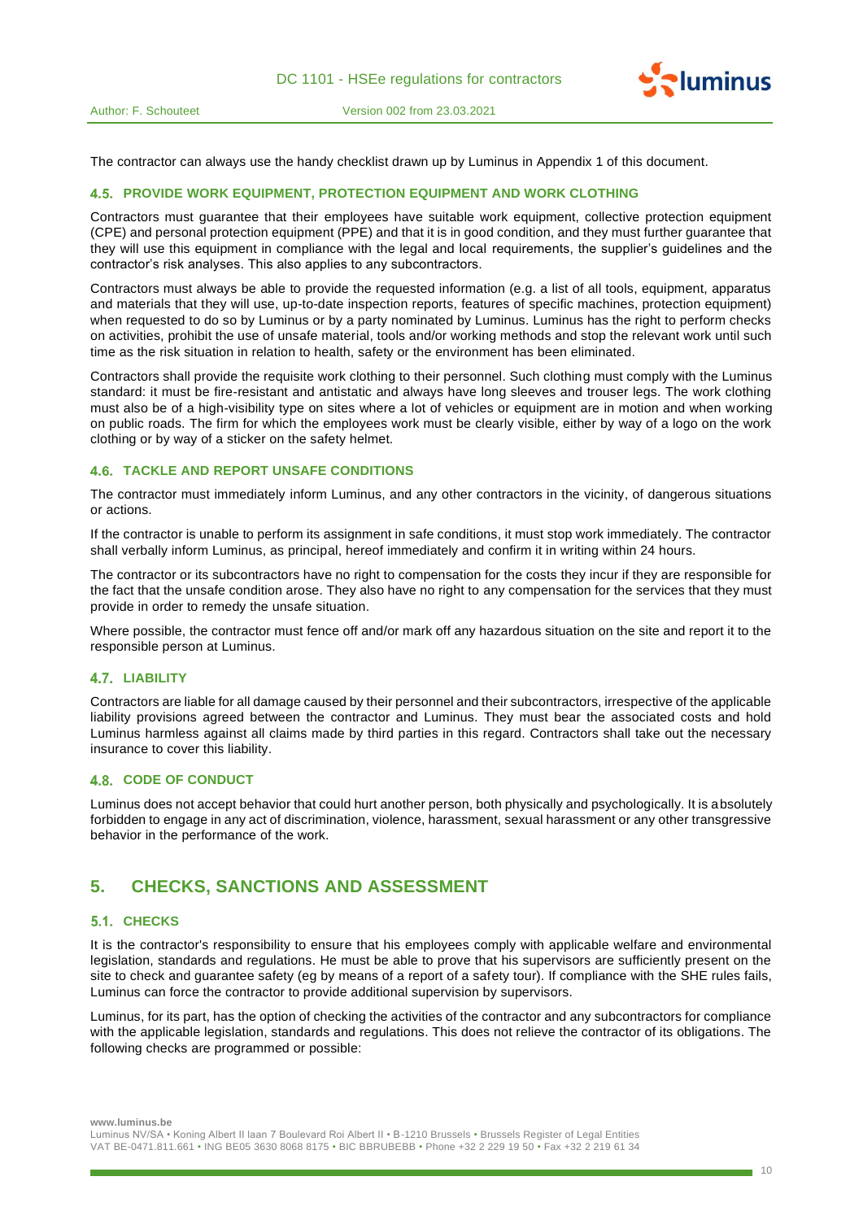The contractor can always use the handy checklist drawn up by Luminus in Appendix 1 of this document.

### 4.5. PROVIDE WORK EQUIPMENT, PROTECTION EQUIPMENT AND WORK CLOTHING

Contractors must guarantee that their employees have suitable work equipment, collective protection equipment (CPE) and personal protection equipment (PPE) and that it is in good condition, and they must further guarantee that they will use this equipment in compliance with the legal and local requirements, the supplier's guidelines and the contractor's risk analyses. This also applies to any subcontractors.

Contractors must always be able to provide the requested information (e.g. a list of all tools, equipment, apparatus and materials that they will use, up-to-date inspection reports, features of specific machines, protection equipment) when requested to do so by Luminus or by a party nominated by Luminus. Luminus has the right to perform checks on activities, prohibit the use of unsafe material, tools and/or working methods and stop the relevant work until such time as the risk situation in relation to health, safety or the environment has been eliminated.

Contractors shall provide the requisite work clothing to their personnel. Such clothing must comply with the Luminus standard: it must be fire-resistant and antistatic and always have long sleeves and trouser legs. The work clothing must also be of a high-visibility type on sites where a lot of vehicles or equipment are in motion and when working on public roads. The firm for which the employees work must be clearly visible, either by way of a logo on the work clothing or by way of a sticker on the safety helmet.

### 4.6. TACKLE AND REPORT UNSAFE CONDITIONS

The contractor must immediately inform Luminus, and any other contractors in the vicinity, of dangerous situations or actions.

If the contractor is unable to perform its assignment in safe conditions, it must stop work immediately. The contractor shall verbally inform Luminus, as principal, hereof immediately and confirm it in writing within 24 hours.

The contractor or its subcontractors have no right to compensation for the costs they incur if they are responsible for the fact that the unsafe condition arose. They also have no right to any compensation for the services that they must provide in order to remedy the unsafe situation.

Where possible, the contractor must fence off and/or mark off any hazardous situation on the site and report it to the responsible person at Luminus.

### 4.7. LIABILITY

Contractors are liable for all damage caused by their personnel and their subcontractors, irrespective of the applicable liability provisions agreed between the contractor and Luminus. They must bear the associated costs and hold Luminus harmless against all claims made by third parties in this regard. Contractors shall take out the necessary insurance to cover this liability.

### 4.8. CODE OF CONDUCT

Luminus does not accept behavior that could hurt another person, both physically and psychologically. It is absolutely forbidden to engage in any act of discrimination, violence, harassment, sexual harassment or any other transgressive behavior in the performance of the work.

## 5. CHECKS, SANCTIONS AND ASSESSMENT

### 5.1. CHECKS

It is the contractor's responsibility to ensure that his employees comply with applicable welfare and environmental legislation, standards and regulations. He must be able to prove that his supervisors are sufficiently present on the site to check and guarantee safety (eg by means of a report of a safety tour). If compliance with the SHE rules fails, Luminus can force the contractor to provide additional supervision by supervisors.

Luminus, for its part, has the option of checking the activities of the contractor and any subcontractors for compliance with the applicable legislation, standards and regulations. This does not relieve the contractor of its obligations. The following checks are programmed or possible: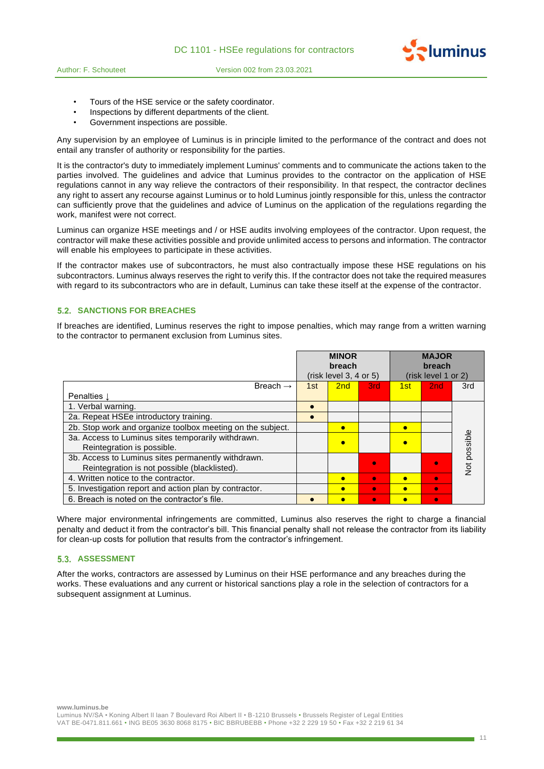- Tours of the HSE service or the safety coordinator.
- Inspections by different departments of the client.
- Government inspections are possible.

Any supervision by an employee of Luminus is in principle limited to the performance of the contract and does not entail any transfer of authority or responsibility for the parties.

It is the contractor's duty to immediately implement Luminus' comments and to communicate the actions taken to the parties involved. The guidelines and advice that Luminus provides to the contractor on the application of HSE regulations cannot in any way relieve the contractors of their responsibility. In that respect, the contractor declines any right to assert any recourse against Luminus or to hold Luminus jointly responsible for this, unless the contractor can sufficiently prove that the guidelines and advice of Luminus on the application of the regulations regarding the work, manifest were not correct.

Luminus can organize HSE meetings and / or HSE audits involving employees of the contractor. Upon request, the contractor will make these activities possible and provide unlimited access to persons and information. The contractor will enable his employees to participate in these activities.

If the contractor makes use of subcontractors, he must also contractually impose these HSE regulations on his subcontractors. Luminus always reserves the right to verify this. If the contractor does not take the required measures with regard to its subcontractors who are in default, Luminus can take these itself at the expense of the contractor.

### 5.2. SANCTIONS FOR BREACHES

If breaches are identified, Luminus reserves the right to impose penalties, which may range from a written warning to the contractor to permanent exclusion from Luminus sites.

| | **MINOR breach** (risk level 3, 4 or 5) | | | **MAJOR breach** (risk level 1 or 2) | | |
|---|---|---|---|---|---|---|
| Breach → / Penalties ↓ | 1st | 2nd | 3rd | 1st | 2nd | 3rd |
| 1. Verbal warning. | ● | | | | | Not possible |
| 2a. Repeat HSEe introductory training. | ● | | | | | |
| 2b. Stop work and organize toolbox meeting on the subject. | | ● | | ● | | |
| 3a. Access to Luminus sites temporarily withdrawn. Reintegration is possible. | | ● | | ● | | |
| 3b. Access to Luminus sites permanently withdrawn. Reintegration is not possible (blacklisted). | | | ● | | ● | |
| 4. Written notice to the contractor. | | ● | ● | ● | ● | |
| 5. Investigation report and action plan by contractor. | | ● | ● | ● | ● | |
| 6. Breach is noted on the contractor's file. | ● | ● | ● | ● | ● | |

Where major environmental infringements are committed, Luminus also reserves the right to charge a financial penalty and deduct it from the contractor's bill. This financial penalty shall not release the contractor from its liability for clean-up costs for pollution that results from the contractor's infringement.

### 5.3. ASSESSMENT

After the works, contractors are assessed by Luminus on their HSE performance and any breaches during the works. These evaluations and any current or historical sanctions play a role in the selection of contractors for a subsequent assignment at Luminus.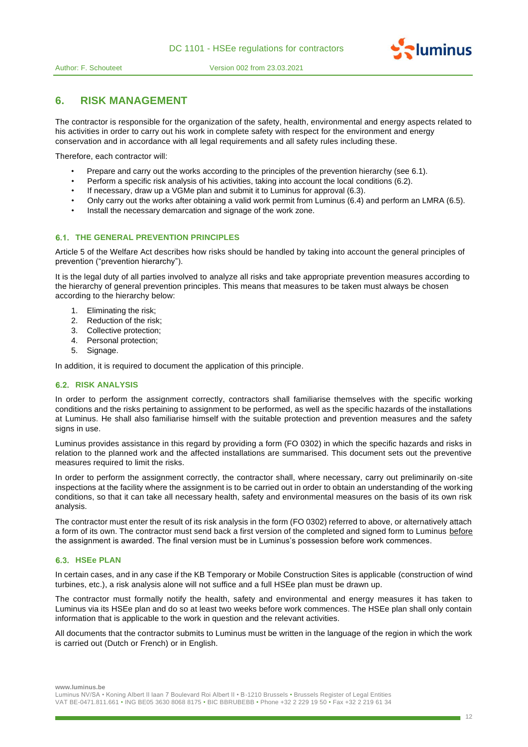# 6. RISK MANAGEMENT

The contractor is responsible for the organization of the safety, health, environmental and energy aspects related to his activities in order to carry out his work in complete safety with respect for the environment and energy conservation and in accordance with all legal requirements and all safety rules including these.

Therefore, each contractor will:

- Prepare and carry out the works according to the principles of the prevention hierarchy (see 6.1).
- Perform a specific risk analysis of his activities, taking into account the local conditions (6.2).
- If necessary, draw up a VGMe plan and submit it to Luminus for approval (6.3).
- Only carry out the works after obtaining a valid work permit from Luminus (6.4) and perform an LMRA (6.5).
- Install the necessary demarcation and signage of the work zone.

## 6.1. THE GENERAL PREVENTION PRINCIPLES

Article 5 of the Welfare Act describes how risks should be handled by taking into account the general principles of prevention ("prevention hierarchy").

It is the legal duty of all parties involved to analyze all risks and take appropriate prevention measures according to the hierarchy of general prevention principles. This means that measures to be taken must always be chosen according to the hierarchy below:

1. Eliminating the risk;
2. Reduction of the risk;
3. Collective protection;
4. Personal protection;
5. Signage.

In addition, it is required to document the application of this principle.

## 6.2. RISK ANALYSIS

In order to perform the assignment correctly, contractors shall familiarise themselves with the specific working conditions and the risks pertaining to assignment to be performed, as well as the specific hazards of the installations at Luminus. He shall also familiarise himself with the suitable protection and prevention measures and the safety signs in use.

Luminus provides assistance in this regard by providing a form (FO 0302) in which the specific hazards and risks in relation to the planned work and the affected installations are summarised. This document sets out the preventive measures required to limit the risks.

In order to perform the assignment correctly, the contractor shall, where necessary, carry out preliminarily on-site inspections at the facility where the assignment is to be carried out in order to obtain an understanding of the working conditions, so that it can take all necessary health, safety and environmental measures on the basis of its own risk analysis.

The contractor must enter the result of its risk analysis in the form (FO 0302) referred to above, or alternatively attach a form of its own. The contractor must send back a first version of the completed and signed form to Luminus before the assignment is awarded. The final version must be in Luminus's possession before work commences.

## 6.3. HSEe PLAN

In certain cases, and in any case if the KB Temporary or Mobile Construction Sites is applicable (construction of wind turbines, etc.), a risk analysis alone will not suffice and a full HSEe plan must be drawn up.

The contractor must formally notify the health, safety and environmental and energy measures it has taken to Luminus via its HSEe plan and do so at least two weeks before work commences. The HSEe plan shall only contain information that is applicable to the work in question and the relevant activities.

All documents that the contractor submits to Luminus must be written in the language of the region in which the work is carried out (Dutch or French) or in English.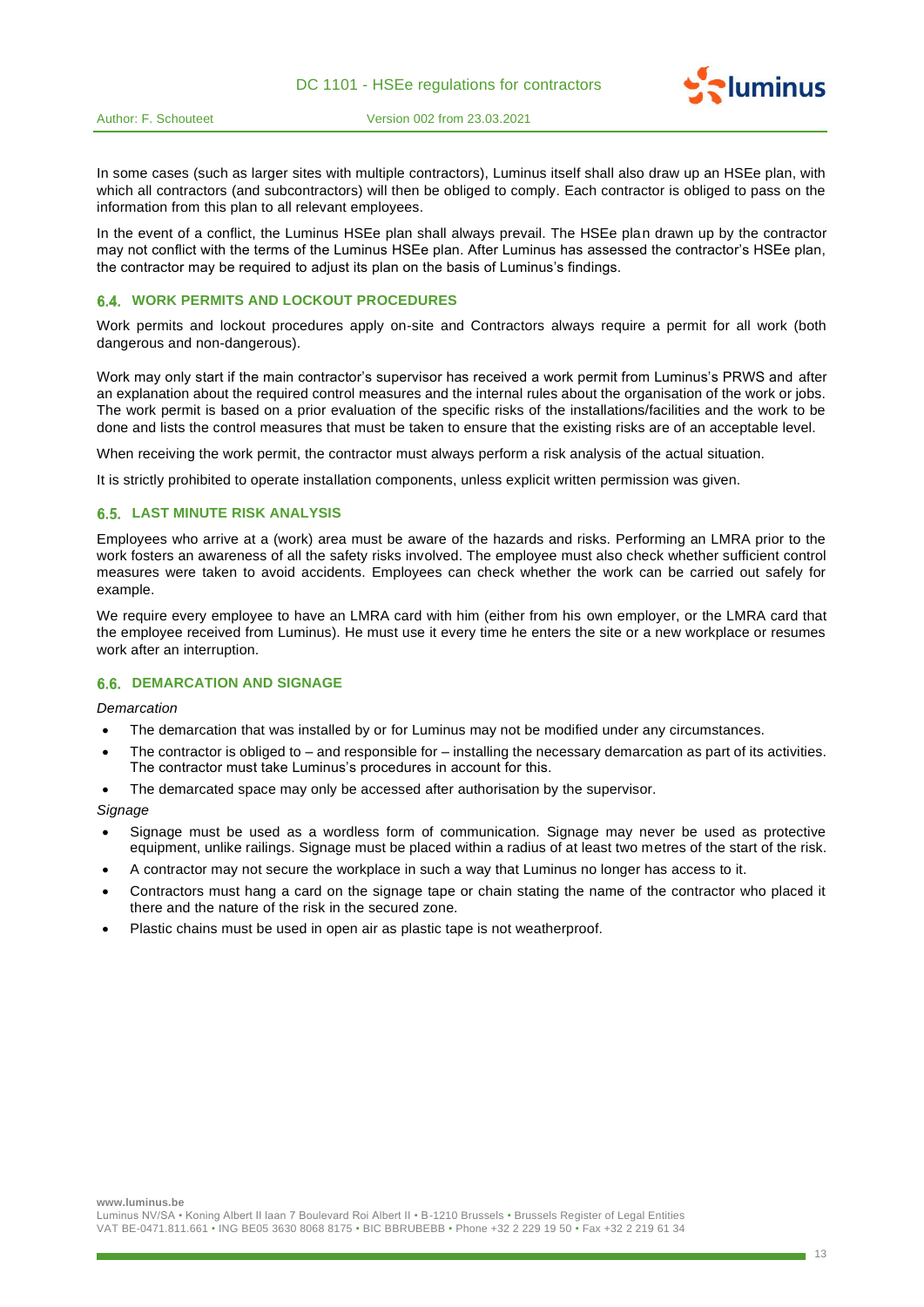In some cases (such as larger sites with multiple contractors), Luminus itself shall also draw up an HSEe plan, with which all contractors (and subcontractors) will then be obliged to comply. Each contractor is obliged to pass on the information from this plan to all relevant employees.

In the event of a conflict, the Luminus HSEe plan shall always prevail. The HSEe plan drawn up by the contractor may not conflict with the terms of the Luminus HSEe plan. After Luminus has assessed the contractor's HSEe plan, the contractor may be required to adjust its plan on the basis of Luminus's findings.

### 6.4. WORK PERMITS AND LOCKOUT PROCEDURES

Work permits and lockout procedures apply on-site and Contractors always require a permit for all work (both dangerous and non-dangerous).

Work may only start if the main contractor's supervisor has received a work permit from Luminus's PRWS and after an explanation about the required control measures and the internal rules about the organisation of the work or jobs. The work permit is based on a prior evaluation of the specific risks of the installations/facilities and the work to be done and lists the control measures that must be taken to ensure that the existing risks are of an acceptable level.

When receiving the work permit, the contractor must always perform a risk analysis of the actual situation.

It is strictly prohibited to operate installation components, unless explicit written permission was given.

### 6.5. LAST MINUTE RISK ANALYSIS

Employees who arrive at a (work) area must be aware of the hazards and risks. Performing an LMRA prior to the work fosters an awareness of all the safety risks involved. The employee must also check whether sufficient control measures were taken to avoid accidents. Employees can check whether the work can be carried out safely for example.

We require every employee to have an LMRA card with him (either from his own employer, or the LMRA card that the employee received from Luminus). He must use it every time he enters the site or a new workplace or resumes work after an interruption.

### 6.6. DEMARCATION AND SIGNAGE

*Demarcation*

- The demarcation that was installed by or for Luminus may not be modified under any circumstances.
- The contractor is obliged to – and responsible for – installing the necessary demarcation as part of its activities. The contractor must take Luminus's procedures in account for this.
- The demarcated space may only be accessed after authorisation by the supervisor.

*Signage*

- Signage must be used as a wordless form of communication. Signage may never be used as protective equipment, unlike railings. Signage must be placed within a radius of at least two metres of the start of the risk.
- A contractor may not secure the workplace in such a way that Luminus no longer has access to it.
- Contractors must hang a card on the signage tape or chain stating the name of the contractor who placed it there and the nature of the risk in the secured zone.
- Plastic chains must be used in open air as plastic tape is not weatherproof.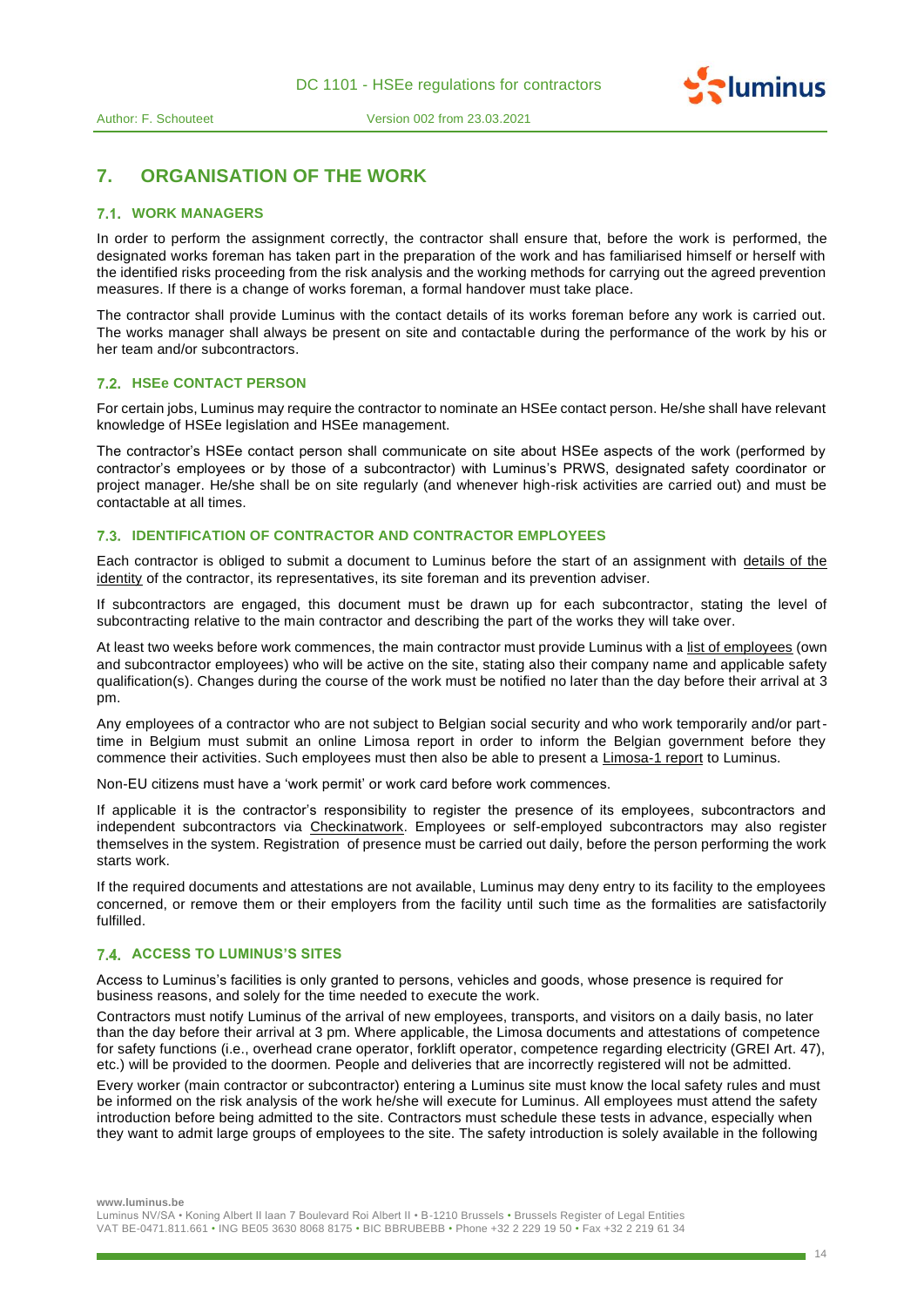## 7. ORGANISATION OF THE WORK

### 7.1. WORK MANAGERS

In order to perform the assignment correctly, the contractor shall ensure that, before the work is performed, the designated works foreman has taken part in the preparation of the work and has familiarised himself or herself with the identified risks proceeding from the risk analysis and the working methods for carrying out the agreed prevention measures. If there is a change of works foreman, a formal handover must take place.

The contractor shall provide Luminus with the contact details of its works foreman before any work is carried out. The works manager shall always be present on site and contactable during the performance of the work by his or her team and/or subcontractors.

### 7.2. HSEe CONTACT PERSON

For certain jobs, Luminus may require the contractor to nominate an HSEe contact person. He/she shall have relevant knowledge of HSEe legislation and HSEe management.

The contractor's HSEe contact person shall communicate on site about HSEe aspects of the work (performed by contractor's employees or by those of a subcontractor) with Luminus's PRWS, designated safety coordinator or project manager. He/she shall be on site regularly (and whenever high-risk activities are carried out) and must be contactable at all times.

### 7.3. IDENTIFICATION OF CONTRACTOR AND CONTRACTOR EMPLOYEES

Each contractor is obliged to submit a document to Luminus before the start of an assignment with details of the identity of the contractor, its representatives, its site foreman and its prevention adviser.

If subcontractors are engaged, this document must be drawn up for each subcontractor, stating the level of subcontracting relative to the main contractor and describing the part of the works they will take over.

At least two weeks before work commences, the main contractor must provide Luminus with a list of employees (own and subcontractor employees) who will be active on the site, stating also their company name and applicable safety qualification(s). Changes during the course of the work must be notified no later than the day before their arrival at 3 pm.

Any employees of a contractor who are not subject to Belgian social security and who work temporarily and/or part-time in Belgium must submit an online Limosa report in order to inform the Belgian government before they commence their activities. Such employees must then also be able to present a Limosa-1 report to Luminus.

Non-EU citizens must have a 'work permit' or work card before work commences.

If applicable it is the contractor's responsibility to register the presence of its employees, subcontractors and independent subcontractors via Checkinatwork. Employees or self-employed subcontractors may also register themselves in the system. Registration of presence must be carried out daily, before the person performing the work starts work.

If the required documents and attestations are not available, Luminus may deny entry to its facility to the employees concerned, or remove them or their employers from the facility until such time as the formalities are satisfactorily fulfilled.

### 7.4. ACCESS TO LUMINUS'S SITES

Access to Luminus's facilities is only granted to persons, vehicles and goods, whose presence is required for business reasons, and solely for the time needed to execute the work.

Contractors must notify Luminus of the arrival of new employees, transports, and visitors on a daily basis, no later than the day before their arrival at 3 pm. Where applicable, the Limosa documents and attestations of competence for safety functions (i.e., overhead crane operator, forklift operator, competence regarding electricity (GREI Art. 47), etc.) will be provided to the doormen. People and deliveries that are incorrectly registered will not be admitted.

Every worker (main contractor or subcontractor) entering a Luminus site must know the local safety rules and must be informed on the risk analysis of the work he/she will execute for Luminus. All employees must attend the safety introduction before being admitted to the site. Contractors must schedule these tests in advance, especially when they want to admit large groups of employees to the site. The safety introduction is solely available in the following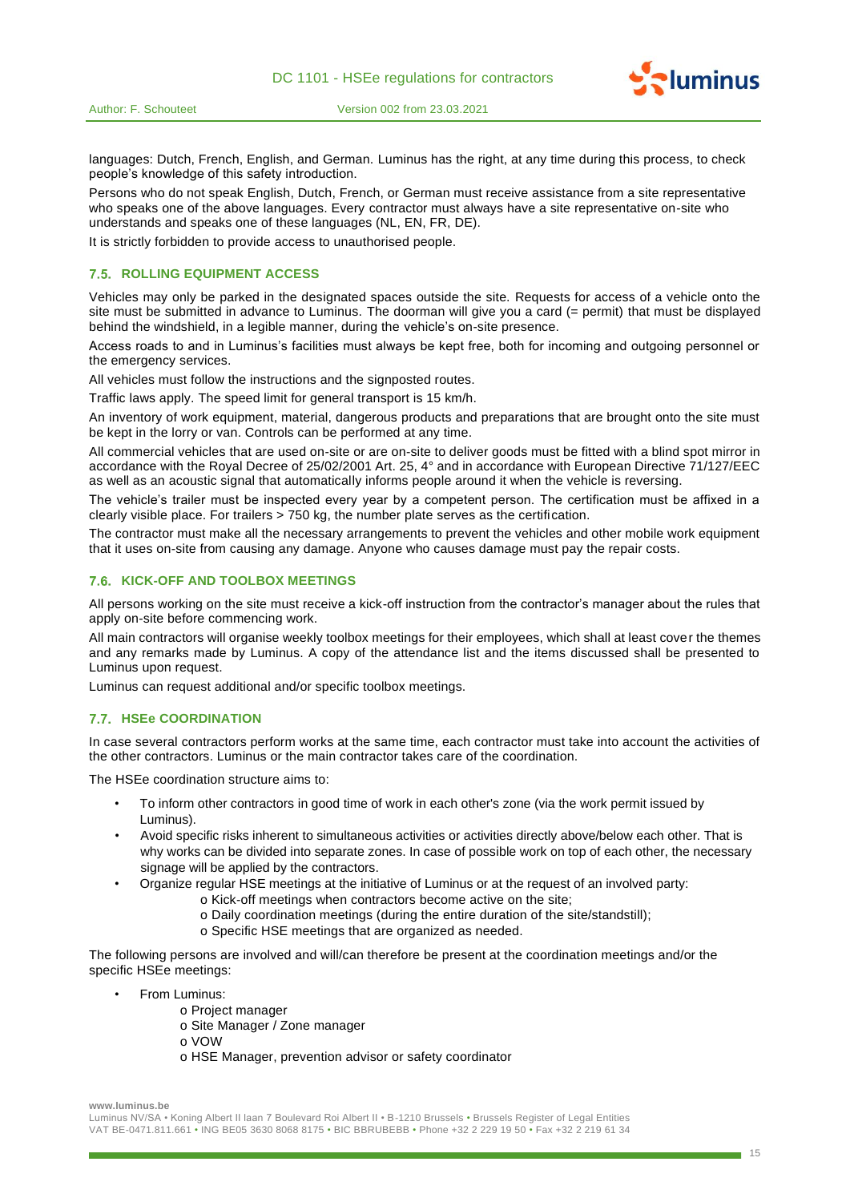languages: Dutch, French, English, and German. Luminus has the right, at any time during this process, to check people's knowledge of this safety introduction.

Persons who do not speak English, Dutch, French, or German must receive assistance from a site representative who speaks one of the above languages. Every contractor must always have a site representative on-site who understands and speaks one of these languages (NL, EN, FR, DE).

It is strictly forbidden to provide access to unauthorised people.

## 7.5. ROLLING EQUIPMENT ACCESS

Vehicles may only be parked in the designated spaces outside the site. Requests for access of a vehicle onto the site must be submitted in advance to Luminus. The doorman will give you a card (= permit) that must be displayed behind the windshield, in a legible manner, during the vehicle's on-site presence.

Access roads to and in Luminus's facilities must always be kept free, both for incoming and outgoing personnel or the emergency services.

All vehicles must follow the instructions and the signposted routes.

Traffic laws apply. The speed limit for general transport is 15 km/h.

An inventory of work equipment, material, dangerous products and preparations that are brought onto the site must be kept in the lorry or van. Controls can be performed at any time.

All commercial vehicles that are used on-site or are on-site to deliver goods must be fitted with a blind spot mirror in accordance with the Royal Decree of 25/02/2001 Art. 25, 4° and in accordance with European Directive 71/127/EEC as well as an acoustic signal that automatically informs people around it when the vehicle is reversing.

The vehicle's trailer must be inspected every year by a competent person. The certification must be affixed in a clearly visible place. For trailers > 750 kg, the number plate serves as the certification.

The contractor must make all the necessary arrangements to prevent the vehicles and other mobile work equipment that it uses on-site from causing any damage. Anyone who causes damage must pay the repair costs.

## 7.6. KICK-OFF AND TOOLBOX MEETINGS

All persons working on the site must receive a kick-off instruction from the contractor's manager about the rules that apply on-site before commencing work.

All main contractors will organise weekly toolbox meetings for their employees, which shall at least cover the themes and any remarks made by Luminus. A copy of the attendance list and the items discussed shall be presented to Luminus upon request.

Luminus can request additional and/or specific toolbox meetings.

## 7.7. HSEe COORDINATION

In case several contractors perform works at the same time, each contractor must take into account the activities of the other contractors. Luminus or the main contractor takes care of the coordination.

The HSEe coordination structure aims to:

- To inform other contractors in good time of work in each other's zone (via the work permit issued by Luminus).
- Avoid specific risks inherent to simultaneous activities or activities directly above/below each other. That is why works can be divided into separate zones. In case of possible work on top of each other, the necessary signage will be applied by the contractors.
- Organize regular HSE meetings at the initiative of Luminus or at the request of an involved party:
  - Kick-off meetings when contractors become active on the site;
  - Daily coordination meetings (during the entire duration of the site/standstill);
  - Specific HSE meetings that are organized as needed.

The following persons are involved and will/can therefore be present at the coordination meetings and/or the specific HSEe meetings:

- From Luminus:
  - Project manager
  - Site Manager / Zone manager
  - VOW
  - HSE Manager, prevention advisor or safety coordinator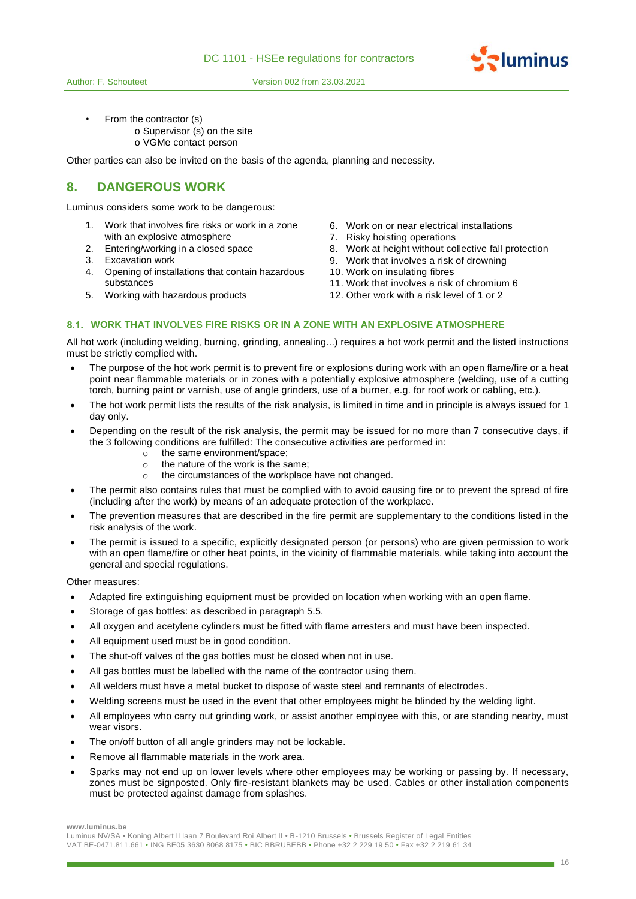- From the contractor (s)
  - o Supervisor (s) on the site
  - o VGMe contact person

Other parties can also be invited on the basis of the agenda, planning and necessity.

## 8. DANGEROUS WORK

Luminus considers some work to be dangerous:

1. Work that involves fire risks or work in a zone with an explosive atmosphere
2. Entering/working in a closed space
3. Excavation work
4. Opening of installations that contain hazardous substances
5. Working with hazardous products
6. Work on or near electrical installations
7. Risky hoisting operations
8. Work at height without collective fall protection
9. Work that involves a risk of drowning
10. Work on insulating fibres
11. Work that involves a risk of chromium 6
12. Other work with a risk level of 1 or 2

### 8.1. WORK THAT INVOLVES FIRE RISKS OR IN A ZONE WITH AN EXPLOSIVE ATMOSPHERE

All hot work (including welding, burning, grinding, annealing...) requires a hot work permit and the listed instructions must be strictly complied with.

- The purpose of the hot work permit is to prevent fire or explosions during work with an open flame/fire or a heat point near flammable materials or in zones with a potentially explosive atmosphere (welding, use of a cutting torch, burning paint or varnish, use of angle grinders, use of a burner, e.g. for roof work or cabling, etc.).
- The hot work permit lists the results of the risk analysis, is limited in time and in principle is always issued for 1 day only.
- Depending on the result of the risk analysis, the permit may be issued for no more than 7 consecutive days, if the 3 following conditions are fulfilled: The consecutive activities are performed in:
  - the same environment/space;
  - the nature of the work is the same;
  - the circumstances of the workplace have not changed.
- The permit also contains rules that must be complied with to avoid causing fire or to prevent the spread of fire (including after the work) by means of an adequate protection of the workplace.
- The prevention measures that are described in the fire permit are supplementary to the conditions listed in the risk analysis of the work.
- The permit is issued to a specific, explicitly designated person (or persons) who are given permission to work with an open flame/fire or other heat points, in the vicinity of flammable materials, while taking into account the general and special regulations.

Other measures:

- Adapted fire extinguishing equipment must be provided on location when working with an open flame.
- Storage of gas bottles: as described in paragraph 5.5.
- All oxygen and acetylene cylinders must be fitted with flame arresters and must have been inspected.
- All equipment used must be in good condition.
- The shut-off valves of the gas bottles must be closed when not in use.
- All gas bottles must be labelled with the name of the contractor using them.
- All welders must have a metal bucket to dispose of waste steel and remnants of electrodes.
- Welding screens must be used in the event that other employees might be blinded by the welding light.
- All employees who carry out grinding work, or assist another employee with this, or are standing nearby, must wear visors.
- The on/off button of all angle grinders may not be lockable.
- Remove all flammable materials in the work area.
- Sparks may not end up on lower levels where other employees may be working or passing by. If necessary, zones must be signposted. Only fire-resistant blankets may be used. Cables or other installation components must be protected against damage from splashes.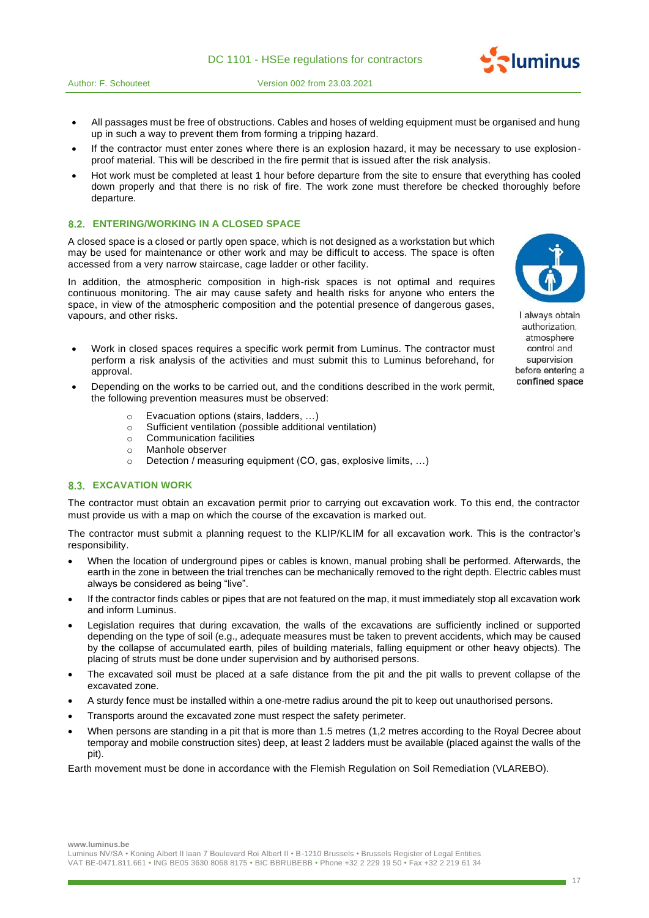- All passages must be free of obstructions. Cables and hoses of welding equipment must be organised and hung up in such a way to prevent them from forming a tripping hazard.
- If the contractor must enter zones where there is an explosion hazard, it may be necessary to use explosion-proof material. This will be described in the fire permit that is issued after the risk analysis.
- Hot work must be completed at least 1 hour before departure from the site to ensure that everything has cooled down properly and that there is no risk of fire. The work zone must therefore be checked thoroughly before departure.

## 8.2. ENTERING/WORKING IN A CLOSED SPACE

A closed space is a closed or partly open space, which is not designed as a workstation but which may be used for maintenance or other work and may be difficult to access. The space is often accessed from a very narrow staircase, cage ladder or other facility.

In addition, the atmospheric composition in high-risk spaces is not optimal and requires continuous monitoring. The air may cause safety and health risks for anyone who enters the space, in view of the atmospheric composition and the potential presence of dangerous gases, vapours, and other risks.

I always obtain authorization, atmosphere control and supervision before entering a confined space

- Work in closed spaces requires a specific work permit from Luminus. The contractor must perform a risk analysis of the activities and must submit this to Luminus beforehand, for approval.
- Depending on the works to be carried out, and the conditions described in the work permit, the following prevention measures must be observed:
  - Evacuation options (stairs, ladders, …)
  - Sufficient ventilation (possible additional ventilation)
  - Communication facilities
  - Manhole observer
  - Detection / measuring equipment (CO, gas, explosive limits, …)

## 8.3. EXCAVATION WORK

The contractor must obtain an excavation permit prior to carrying out excavation work. To this end, the contractor must provide us with a map on which the course of the excavation is marked out.

The contractor must submit a planning request to the KLIP/KLIM for all excavation work. This is the contractor's responsibility.

- When the location of underground pipes or cables is known, manual probing shall be performed. Afterwards, the earth in the zone in between the trial trenches can be mechanically removed to the right depth. Electric cables must always be considered as being "live".
- If the contractor finds cables or pipes that are not featured on the map, it must immediately stop all excavation work and inform Luminus.
- Legislation requires that during excavation, the walls of the excavations are sufficiently inclined or supported depending on the type of soil (e.g., adequate measures must be taken to prevent accidents, which may be caused by the collapse of accumulated earth, piles of building materials, falling equipment or other heavy objects). The placing of struts must be done under supervision and by authorised persons.
- The excavated soil must be placed at a safe distance from the pit and the pit walls to prevent collapse of the excavated zone.
- A sturdy fence must be installed within a one-metre radius around the pit to keep out unauthorised persons.
- Transports around the excavated zone must respect the safety perimeter.
- When persons are standing in a pit that is more than 1.5 metres (1,2 metres according to the Royal Decree about temporay and mobile construction sites) deep, at least 2 ladders must be available (placed against the walls of the pit).

Earth movement must be done in accordance with the Flemish Regulation on Soil Remediation (VLAREBO).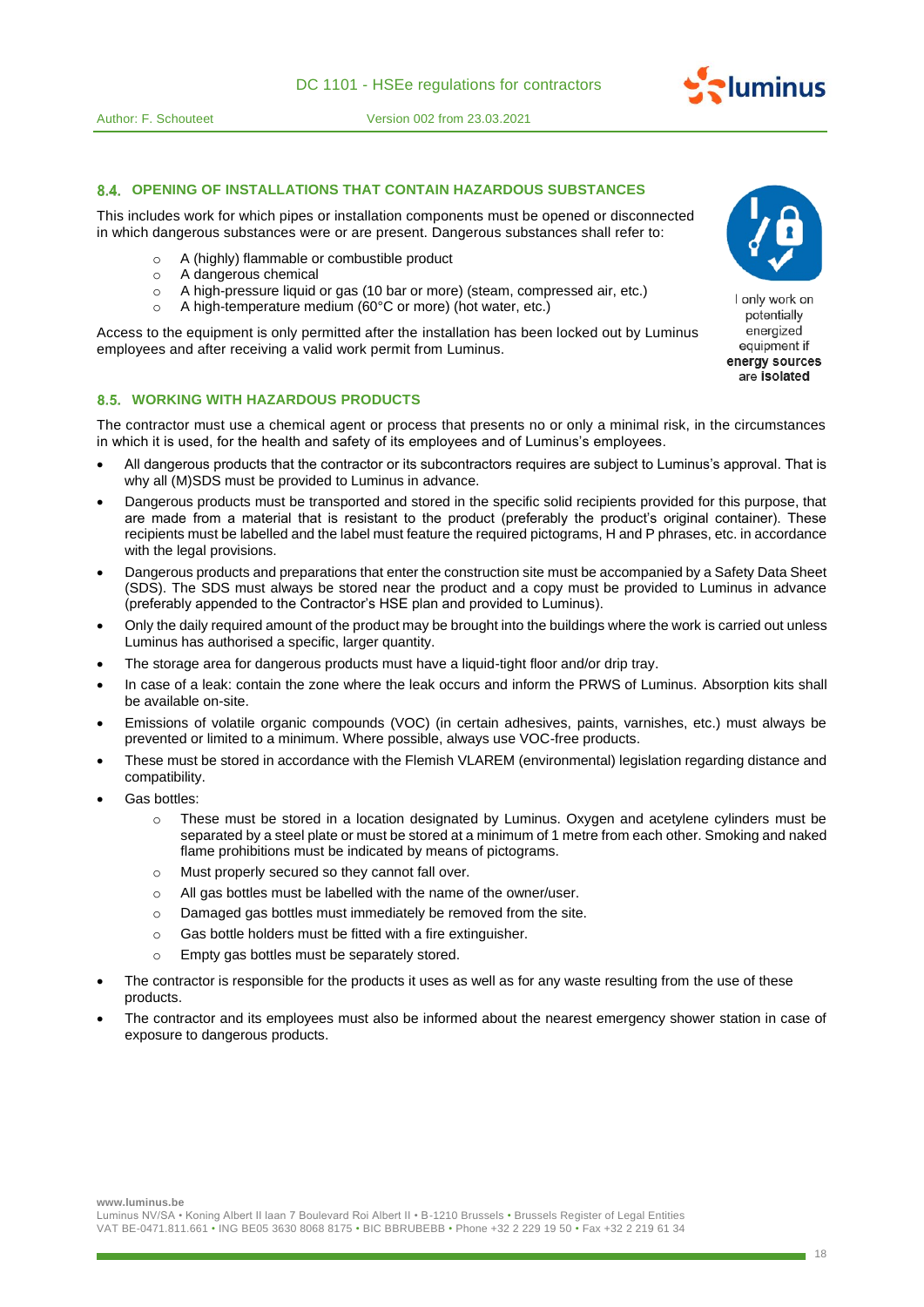### 8.4. OPENING OF INSTALLATIONS THAT CONTAIN HAZARDOUS SUBSTANCES

This includes work for which pipes or installation components must be opened or disconnected in which dangerous substances were or are present. Dangerous substances shall refer to:

- A (highly) flammable or combustible product
- A dangerous chemical
- A high-pressure liquid or gas (10 bar or more) (steam, compressed air, etc.)
- A high-temperature medium (60°C or more) (hot water, etc.)

Access to the equipment is only permitted after the installation has been locked out by Luminus employees and after receiving a valid work permit from Luminus.

I only work on potentially energized equipment if **energy sources** are **isolated**

### 8.5. WORKING WITH HAZARDOUS PRODUCTS

The contractor must use a chemical agent or process that presents no or only a minimal risk, in the circumstances in which it is used, for the health and safety of its employees and of Luminus's employees.

- All dangerous products that the contractor or its subcontractors requires are subject to Luminus's approval. That is why all (M)SDS must be provided to Luminus in advance.
- Dangerous products must be transported and stored in the specific solid recipients provided for this purpose, that are made from a material that is resistant to the product (preferably the product's original container). These recipients must be labelled and the label must feature the required pictograms, H and P phrases, etc. in accordance with the legal provisions.
- Dangerous products and preparations that enter the construction site must be accompanied by a Safety Data Sheet (SDS). The SDS must always be stored near the product and a copy must be provided to Luminus in advance (preferably appended to the Contractor's HSE plan and provided to Luminus).
- Only the daily required amount of the product may be brought into the buildings where the work is carried out unless Luminus has authorised a specific, larger quantity.
- The storage area for dangerous products must have a liquid-tight floor and/or drip tray.
- In case of a leak: contain the zone where the leak occurs and inform the PRWS of Luminus. Absorption kits shall be available on-site.
- Emissions of volatile organic compounds (VOC) (in certain adhesives, paints, varnishes, etc.) must always be prevented or limited to a minimum. Where possible, always use VOC-free products.
- These must be stored in accordance with the Flemish VLAREM (environmental) legislation regarding distance and compatibility.
- Gas bottles:
  - These must be stored in a location designated by Luminus. Oxygen and acetylene cylinders must be separated by a steel plate or must be stored at a minimum of 1 metre from each other. Smoking and naked flame prohibitions must be indicated by means of pictograms.
  - Must properly secured so they cannot fall over.
  - All gas bottles must be labelled with the name of the owner/user.
  - Damaged gas bottles must immediately be removed from the site.
  - Gas bottle holders must be fitted with a fire extinguisher.
  - Empty gas bottles must be separately stored.
- The contractor is responsible for the products it uses as well as for any waste resulting from the use of these products.
- The contractor and its employees must also be informed about the nearest emergency shower station in case of exposure to dangerous products.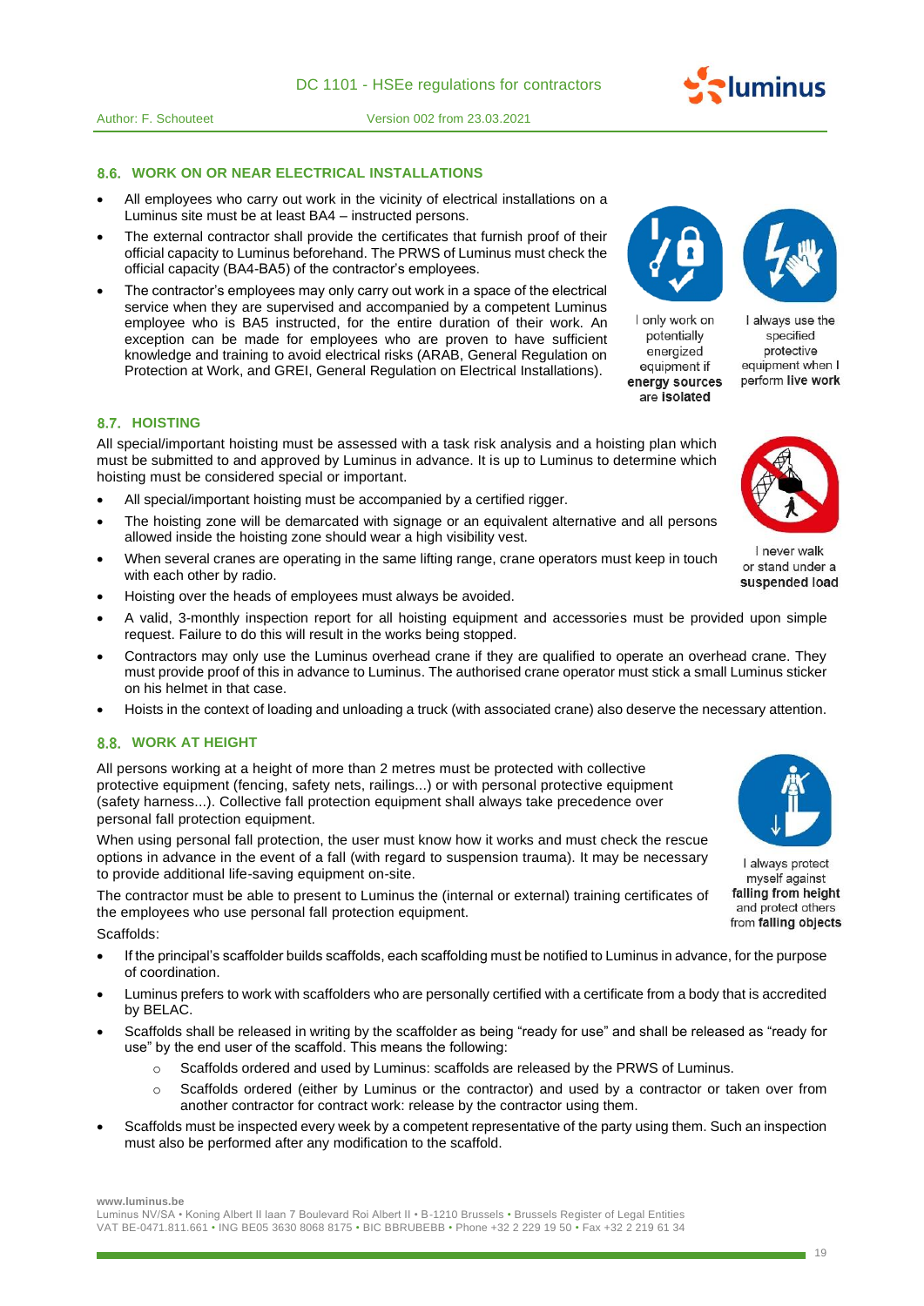## 8.6. WORK ON OR NEAR ELECTRICAL INSTALLATIONS

- All employees who carry out work in the vicinity of electrical installations on a Luminus site must be at least BA4 – instructed persons.
- The external contractor shall provide the certificates that furnish proof of their official capacity to Luminus beforehand. The PRWS of Luminus must check the official capacity (BA4-BA5) of the contractor's employees.
- The contractor's employees may only carry out work in a space of the electrical service when they are supervised and accompanied by a competent Luminus employee who is BA5 instructed, for the entire duration of their work. An exception can be made for employees who are proven to have sufficient knowledge and training to avoid electrical risks (ARAB, General Regulation on Protection at Work, and GREI, General Regulation on Electrical Installations).

I only work on potentially energized equipment if **energy sources** are **isolated**

I always use the specified protective equipment when I perform **live work**

## 8.7. HOISTING

All special/important hoisting must be assessed with a task risk analysis and a hoisting plan which must be submitted to and approved by Luminus in advance. It is up to Luminus to determine which hoisting must be considered special or important.

- All special/important hoisting must be accompanied by a certified rigger.
- The hoisting zone will be demarcated with signage or an equivalent alternative and all persons allowed inside the hoisting zone should wear a high visibility vest.
- When several cranes are operating in the same lifting range, crane operators must keep in touch with each other by radio.
- Hoisting over the heads of employees must always be avoided.
- A valid, 3-monthly inspection report for all hoisting equipment and accessories must be provided upon simple request. Failure to do this will result in the works being stopped.
- Contractors may only use the Luminus overhead crane if they are qualified to operate an overhead crane. They must provide proof of this in advance to Luminus. The authorised crane operator must stick a small Luminus sticker on his helmet in that case.
- Hoists in the context of loading and unloading a truck (with associated crane) also deserve the necessary attention.

I never walk or stand under a **suspended load**

## 8.8. WORK AT HEIGHT

All persons working at a height of more than 2 metres must be protected with collective protective equipment (fencing, safety nets, railings...) or with personal protective equipment (safety harness...). Collective fall protection equipment shall always take precedence over personal fall protection equipment.

When using personal fall protection, the user must know how it works and must check the rescue options in advance in the event of a fall (with regard to suspension trauma). It may be necessary to provide additional life-saving equipment on-site.

The contractor must be able to present to Luminus the (internal or external) training certificates of the employees who use personal fall protection equipment.

I always protect myself against **falling from height** and protect others from **falling objects**

Scaffolds:

- If the principal's scaffolder builds scaffolds, each scaffolding must be notified to Luminus in advance, for the purpose of coordination.
- Luminus prefers to work with scaffolders who are personally certified with a certificate from a body that is accredited by BELAC.
- Scaffolds shall be released in writing by the scaffolder as being "ready for use" and shall be released as "ready for use" by the end user of the scaffold. This means the following:
  - Scaffolds ordered and used by Luminus: scaffolds are released by the PRWS of Luminus.
  - Scaffolds ordered (either by Luminus or the contractor) and used by a contractor or taken over from another contractor for contract work: release by the contractor using them.
- Scaffolds must be inspected every week by a competent representative of the party using them. Such an inspection must also be performed after any modification to the scaffold.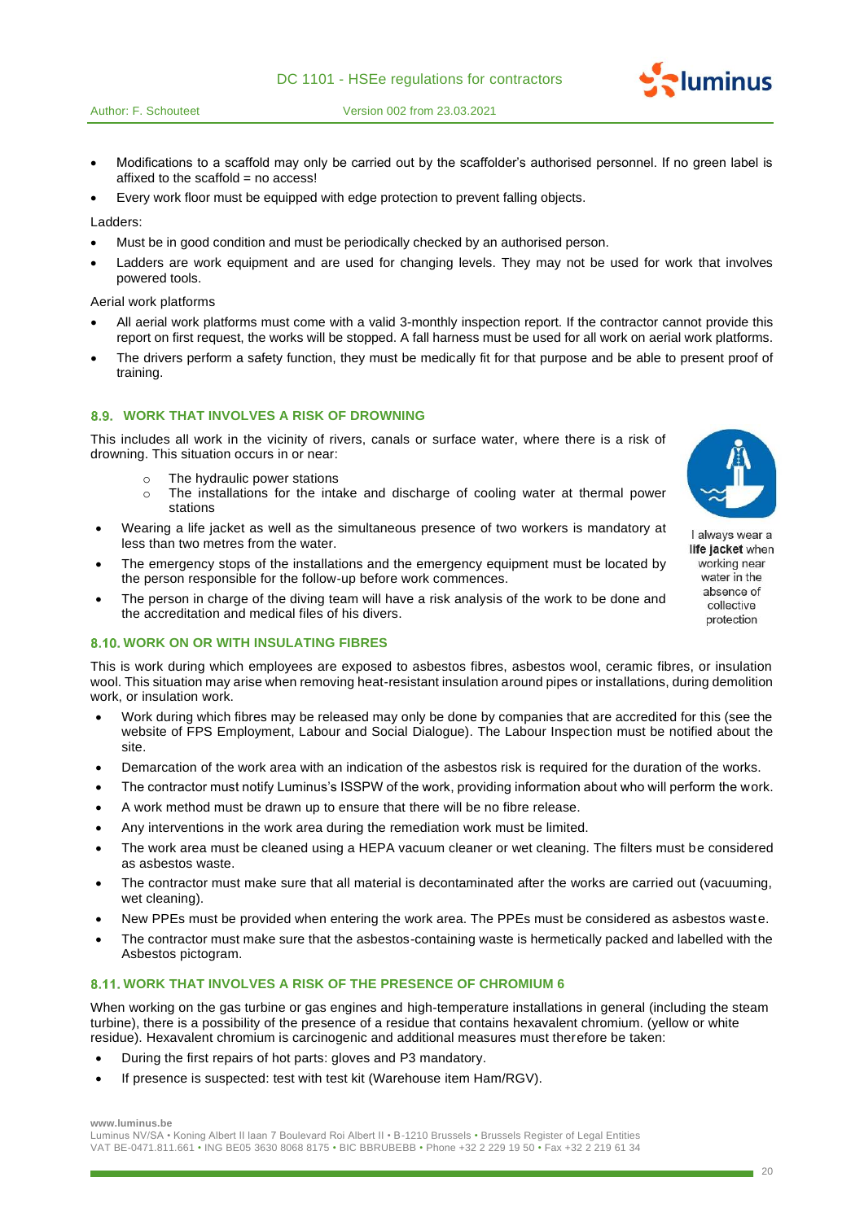- Modifications to a scaffold may only be carried out by the scaffolder's authorised personnel. If no green label is affixed to the scaffold = no access!
- Every work floor must be equipped with edge protection to prevent falling objects.

Ladders:

- Must be in good condition and must be periodically checked by an authorised person.
- Ladders are work equipment and are used for changing levels. They may not be used for work that involves powered tools.

Aerial work platforms

- All aerial work platforms must come with a valid 3-monthly inspection report. If the contractor cannot provide this report on first request, the works will be stopped. A fall harness must be used for all work on aerial work platforms.
- The drivers perform a safety function, they must be medically fit for that purpose and be able to present proof of training.

### 8.9. WORK THAT INVOLVES A RISK OF DROWNING

This includes all work in the vicinity of rivers, canals or surface water, where there is a risk of drowning. This situation occurs in or near:

- The hydraulic power stations
- The installations for the intake and discharge of cooling water at thermal power stations

- Wearing a life jacket as well as the simultaneous presence of two workers is mandatory at less than two metres from the water.
- The emergency stops of the installations and the emergency equipment must be located by the person responsible for the follow-up before work commences.
- The person in charge of the diving team will have a risk analysis of the work to be done and the accreditation and medical files of his divers.

I always wear a **life jacket** when working near water in the absence of collective protection

### 8.10. WORK ON OR WITH INSULATING FIBRES

This is work during which employees are exposed to asbestos fibres, asbestos wool, ceramic fibres, or insulation wool. This situation may arise when removing heat-resistant insulation around pipes or installations, during demolition work, or insulation work.

- Work during which fibres may be released may only be done by companies that are accredited for this (see the website of FPS Employment, Labour and Social Dialogue). The Labour Inspection must be notified about the site.
- Demarcation of the work area with an indication of the asbestos risk is required for the duration of the works.
- The contractor must notify Luminus's ISSPW of the work, providing information about who will perform the work.
- A work method must be drawn up to ensure that there will be no fibre release.
- Any interventions in the work area during the remediation work must be limited.
- The work area must be cleaned using a HEPA vacuum cleaner or wet cleaning. The filters must be considered as asbestos waste.
- The contractor must make sure that all material is decontaminated after the works are carried out (vacuuming, wet cleaning).
- New PPEs must be provided when entering the work area. The PPEs must be considered as asbestos waste.
- The contractor must make sure that the asbestos-containing waste is hermetically packed and labelled with the Asbestos pictogram.

### 8.11. WORK THAT INVOLVES A RISK OF THE PRESENCE OF CHROMIUM 6

When working on the gas turbine or gas engines and high-temperature installations in general (including the steam turbine), there is a possibility of the presence of a residue that contains hexavalent chromium. (yellow or white residue). Hexavalent chromium is carcinogenic and additional measures must therefore be taken:

- During the first repairs of hot parts: gloves and P3 mandatory.
- If presence is suspected: test with test kit (Warehouse item Ham/RGV).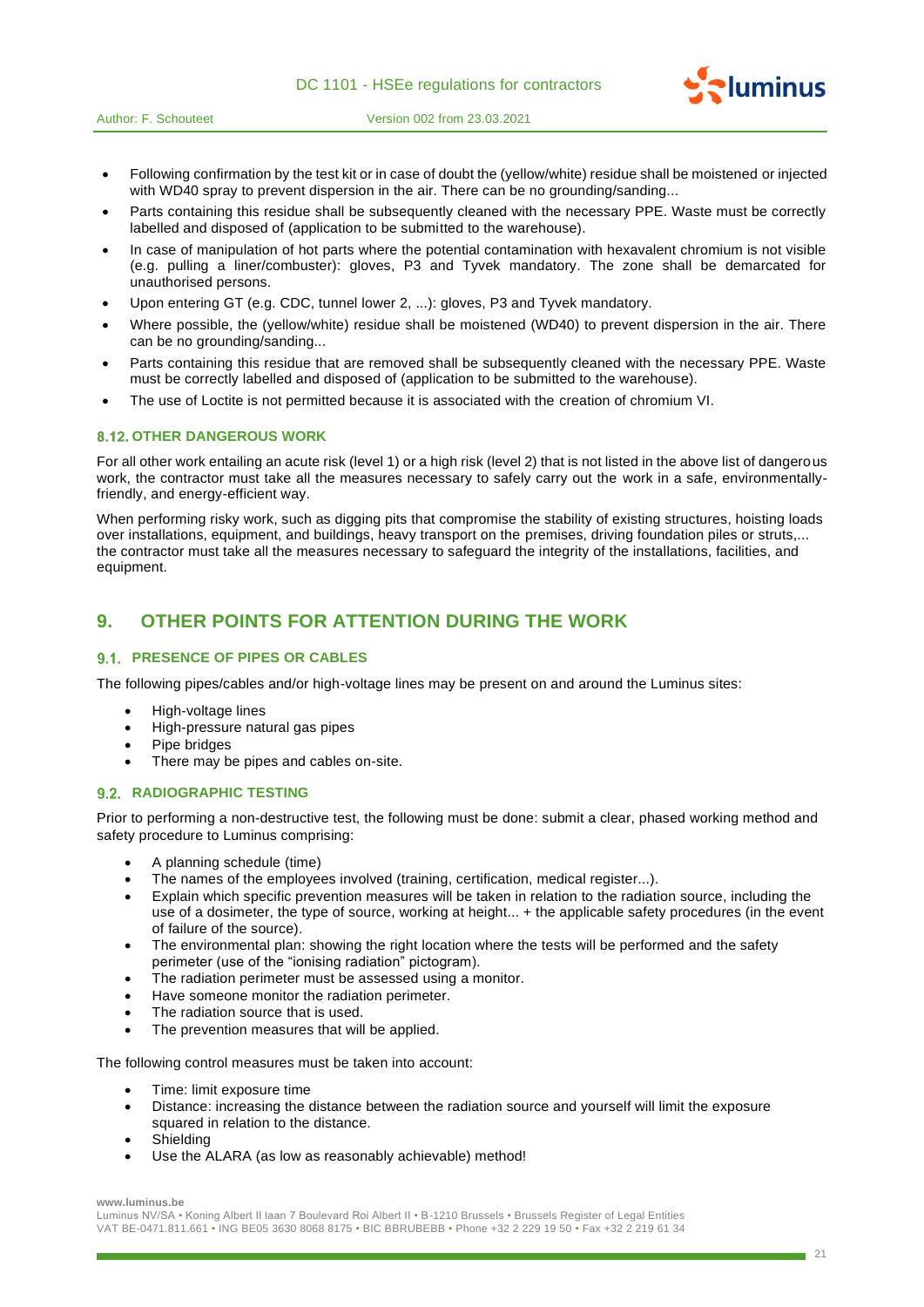- Following confirmation by the test kit or in case of doubt the (yellow/white) residue shall be moistened or injected with WD40 spray to prevent dispersion in the air. There can be no grounding/sanding...
- Parts containing this residue shall be subsequently cleaned with the necessary PPE. Waste must be correctly labelled and disposed of (application to be submitted to the warehouse).
- In case of manipulation of hot parts where the potential contamination with hexavalent chromium is not visible (e.g. pulling a liner/combuster): gloves, P3 and Tyvek mandatory. The zone shall be demarcated for unauthorised persons.
- Upon entering GT (e.g. CDC, tunnel lower 2, ...): gloves, P3 and Tyvek mandatory.
- Where possible, the (yellow/white) residue shall be moistened (WD40) to prevent dispersion in the air. There can be no grounding/sanding...
- Parts containing this residue that are removed shall be subsequently cleaned with the necessary PPE. Waste must be correctly labelled and disposed of (application to be submitted to the warehouse).
- The use of Loctite is not permitted because it is associated with the creation of chromium VI.

### 8.12. OTHER DANGEROUS WORK

For all other work entailing an acute risk (level 1) or a high risk (level 2) that is not listed in the above list of dangerous work, the contractor must take all the measures necessary to safely carry out the work in a safe, environmentally-friendly, and energy-efficient way.

When performing risky work, such as digging pits that compromise the stability of existing structures, hoisting loads over installations, equipment, and buildings, heavy transport on the premises, driving foundation piles or struts,... the contractor must take all the measures necessary to safeguard the integrity of the installations, facilities, and equipment.

## 9. OTHER POINTS FOR ATTENTION DURING THE WORK

### 9.1. PRESENCE OF PIPES OR CABLES

The following pipes/cables and/or high-voltage lines may be present on and around the Luminus sites:

- High-voltage lines
- High-pressure natural gas pipes
- Pipe bridges
- There may be pipes and cables on-site.

### 9.2. RADIOGRAPHIC TESTING

Prior to performing a non-destructive test, the following must be done: submit a clear, phased working method and safety procedure to Luminus comprising:

- A planning schedule (time)
- The names of the employees involved (training, certification, medical register...).
- Explain which specific prevention measures will be taken in relation to the radiation source, including the use of a dosimeter, the type of source, working at height... + the applicable safety procedures (in the event of failure of the source).
- The environmental plan: showing the right location where the tests will be performed and the safety perimeter (use of the “ionising radiation” pictogram).
- The radiation perimeter must be assessed using a monitor.
- Have someone monitor the radiation perimeter.
- The radiation source that is used.
- The prevention measures that will be applied.

The following control measures must be taken into account:

- Time: limit exposure time
- Distance: increasing the distance between the radiation source and yourself will limit the exposure squared in relation to the distance.
- Shielding
- Use the ALARA (as low as reasonably achievable) method!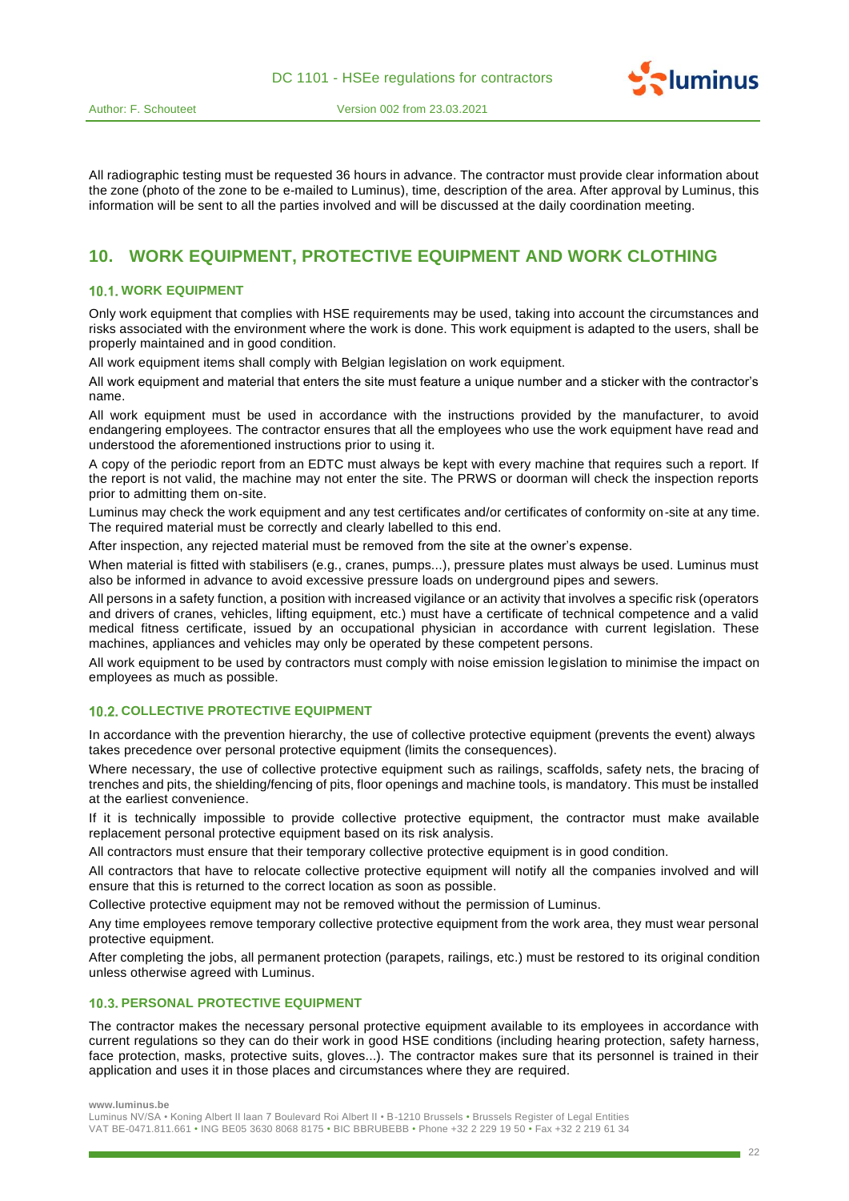All radiographic testing must be requested 36 hours in advance. The contractor must provide clear information about the zone (photo of the zone to be e-mailed to Luminus), time, description of the area. After approval by Luminus, this information will be sent to all the parties involved and will be discussed at the daily coordination meeting.

# 10. WORK EQUIPMENT, PROTECTIVE EQUIPMENT AND WORK CLOTHING

## 10.1. WORK EQUIPMENT

Only work equipment that complies with HSE requirements may be used, taking into account the circumstances and risks associated with the environment where the work is done. This work equipment is adapted to the users, shall be properly maintained and in good condition.

All work equipment items shall comply with Belgian legislation on work equipment.

All work equipment and material that enters the site must feature a unique number and a sticker with the contractor's name.

All work equipment must be used in accordance with the instructions provided by the manufacturer, to avoid endangering employees. The contractor ensures that all the employees who use the work equipment have read and understood the aforementioned instructions prior to using it.

A copy of the periodic report from an EDTC must always be kept with every machine that requires such a report. If the report is not valid, the machine may not enter the site. The PRWS or doorman will check the inspection reports prior to admitting them on-site.

Luminus may check the work equipment and any test certificates and/or certificates of conformity on-site at any time. The required material must be correctly and clearly labelled to this end.

After inspection, any rejected material must be removed from the site at the owner's expense.

When material is fitted with stabilisers (e.g., cranes, pumps...), pressure plates must always be used. Luminus must also be informed in advance to avoid excessive pressure loads on underground pipes and sewers.

All persons in a safety function, a position with increased vigilance or an activity that involves a specific risk (operators and drivers of cranes, vehicles, lifting equipment, etc.) must have a certificate of technical competence and a valid medical fitness certificate, issued by an occupational physician in accordance with current legislation. These machines, appliances and vehicles may only be operated by these competent persons.

All work equipment to be used by contractors must comply with noise emission legislation to minimise the impact on employees as much as possible.

## 10.2. COLLECTIVE PROTECTIVE EQUIPMENT

In accordance with the prevention hierarchy, the use of collective protective equipment (prevents the event) always takes precedence over personal protective equipment (limits the consequences).

Where necessary, the use of collective protective equipment such as railings, scaffolds, safety nets, the bracing of trenches and pits, the shielding/fencing of pits, floor openings and machine tools, is mandatory. This must be installed at the earliest convenience.

If it is technically impossible to provide collective protective equipment, the contractor must make available replacement personal protective equipment based on its risk analysis.

All contractors must ensure that their temporary collective protective equipment is in good condition.

All contractors that have to relocate collective protective equipment will notify all the companies involved and will ensure that this is returned to the correct location as soon as possible.

Collective protective equipment may not be removed without the permission of Luminus.

Any time employees remove temporary collective protective equipment from the work area, they must wear personal protective equipment.

After completing the jobs, all permanent protection (parapets, railings, etc.) must be restored to its original condition unless otherwise agreed with Luminus.

## 10.3. PERSONAL PROTECTIVE EQUIPMENT

The contractor makes the necessary personal protective equipment available to its employees in accordance with current regulations so they can do their work in good HSE conditions (including hearing protection, safety harness, face protection, masks, protective suits, gloves...). The contractor makes sure that its personnel is trained in their application and uses it in those places and circumstances where they are required.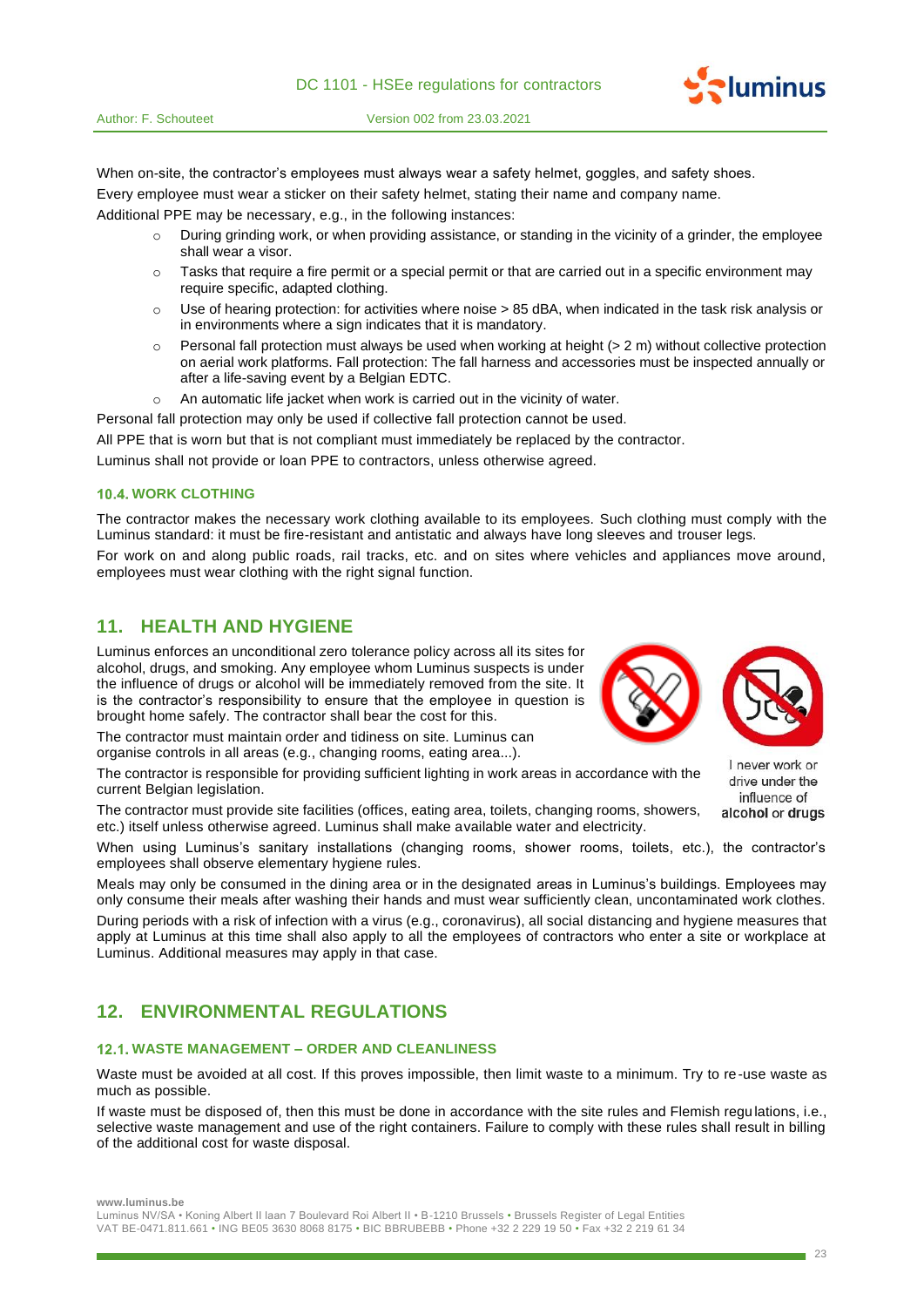When on-site, the contractor's employees must always wear a safety helmet, goggles, and safety shoes.

Every employee must wear a sticker on their safety helmet, stating their name and company name.

Additional PPE may be necessary, e.g., in the following instances:

- During grinding work, or when providing assistance, or standing in the vicinity of a grinder, the employee shall wear a visor.
- Tasks that require a fire permit or a special permit or that are carried out in a specific environment may require specific, adapted clothing.
- Use of hearing protection: for activities where noise > 85 dBA, when indicated in the task risk analysis or in environments where a sign indicates that it is mandatory.
- Personal fall protection must always be used when working at height (> 2 m) without collective protection on aerial work platforms. Fall protection: The fall harness and accessories must be inspected annually or after a life-saving event by a Belgian EDTC.
- An automatic life jacket when work is carried out in the vicinity of water.

Personal fall protection may only be used if collective fall protection cannot be used.

All PPE that is worn but that is not compliant must immediately be replaced by the contractor.

Luminus shall not provide or loan PPE to contractors, unless otherwise agreed.

### 10.4. WORK CLOTHING

The contractor makes the necessary work clothing available to its employees. Such clothing must comply with the Luminus standard: it must be fire-resistant and antistatic and always have long sleeves and trouser legs.

For work on and along public roads, rail tracks, etc. and on sites where vehicles and appliances move around, employees must wear clothing with the right signal function.

## 11. HEALTH AND HYGIENE

Luminus enforces an unconditional zero tolerance policy across all its sites for alcohol, drugs, and smoking. Any employee whom Luminus suspects is under the influence of drugs or alcohol will be immediately removed from the site. It is the contractor's responsibility to ensure that the employee in question is brought home safely. The contractor shall bear the cost for this.

The contractor must maintain order and tidiness on site. Luminus can organise controls in all areas (e.g., changing rooms, eating area...).

The contractor is responsible for providing sufficient lighting in work areas in accordance with the current Belgian legislation.

The contractor must provide site facilities (offices, eating area, toilets, changing rooms, showers, etc.) itself unless otherwise agreed. Luminus shall make available water and electricity.

I never work or drive under the influence of **alcohol** or **drugs**

When using Luminus's sanitary installations (changing rooms, shower rooms, toilets, etc.), the contractor's employees shall observe elementary hygiene rules.

Meals may only be consumed in the dining area or in the designated areas in Luminus's buildings. Employees may only consume their meals after washing their hands and must wear sufficiently clean, uncontaminated work clothes.

During periods with a risk of infection with a virus (e.g., coronavirus), all social distancing and hygiene measures that apply at Luminus at this time shall also apply to all the employees of contractors who enter a site or workplace at Luminus. Additional measures may apply in that case.

## 12. ENVIRONMENTAL REGULATIONS

### 12.1. WASTE MANAGEMENT – ORDER AND CLEANLINESS

Waste must be avoided at all cost. If this proves impossible, then limit waste to a minimum. Try to re-use waste as much as possible.

If waste must be disposed of, then this must be done in accordance with the site rules and Flemish regulations, i.e., selective waste management and use of the right containers. Failure to comply with these rules shall result in billing of the additional cost for waste disposal.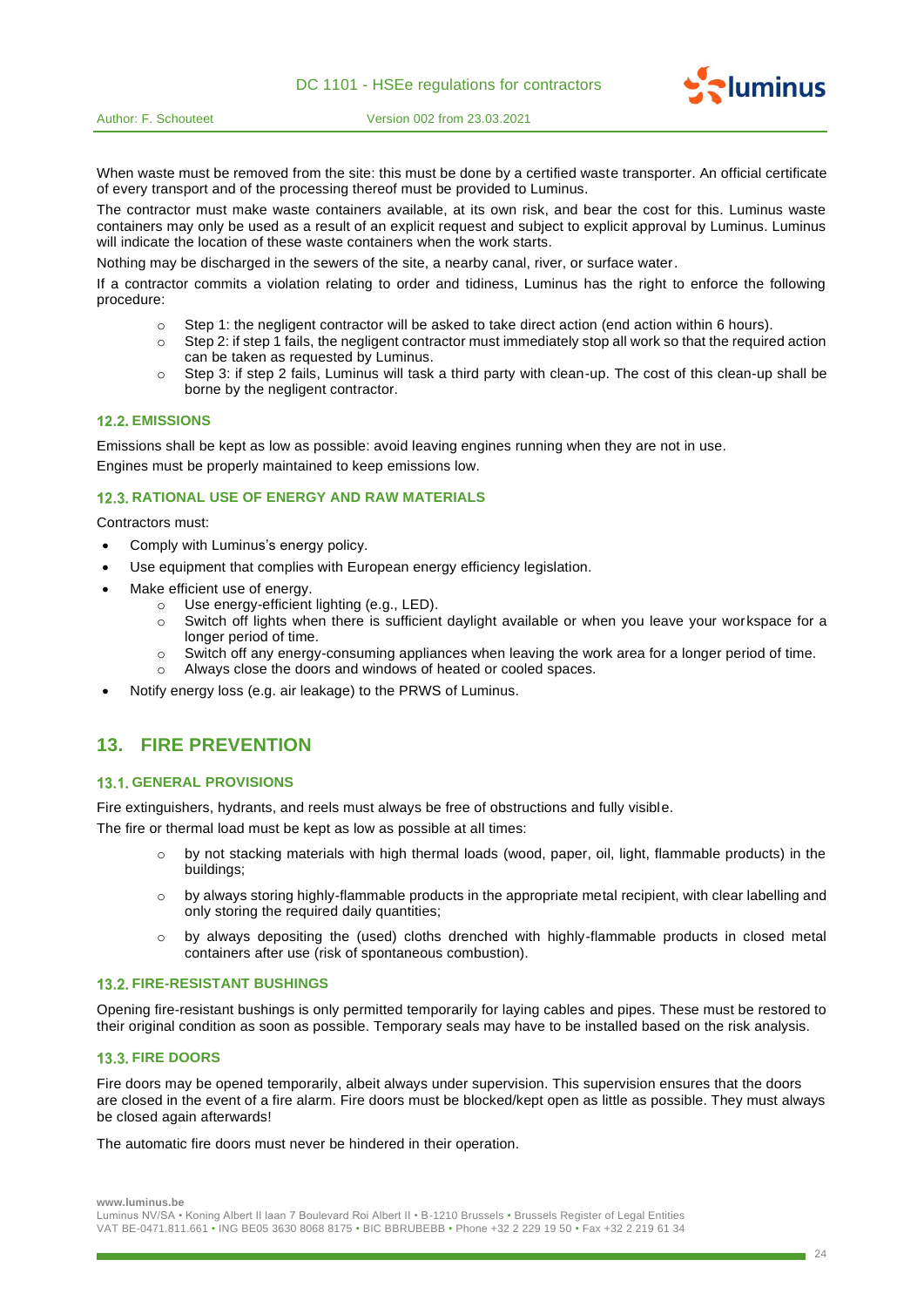When waste must be removed from the site: this must be done by a certified waste transporter. An official certificate of every transport and of the processing thereof must be provided to Luminus.

The contractor must make waste containers available, at its own risk, and bear the cost for this. Luminus waste containers may only be used as a result of an explicit request and subject to explicit approval by Luminus. Luminus will indicate the location of these waste containers when the work starts.

Nothing may be discharged in the sewers of the site, a nearby canal, river, or surface water.

If a contractor commits a violation relating to order and tidiness, Luminus has the right to enforce the following procedure:

- Step 1: the negligent contractor will be asked to take direct action (end action within 6 hours).
- Step 2: if step 1 fails, the negligent contractor must immediately stop all work so that the required action can be taken as requested by Luminus.
- Step 3: if step 2 fails, Luminus will task a third party with clean-up. The cost of this clean-up shall be borne by the negligent contractor.

### 12.2. EMISSIONS

Emissions shall be kept as low as possible: avoid leaving engines running when they are not in use.

Engines must be properly maintained to keep emissions low.

### 12.3. RATIONAL USE OF ENERGY AND RAW MATERIALS

Contractors must:

- Comply with Luminus's energy policy.
- Use equipment that complies with European energy efficiency legislation.
- Make efficient use of energy.
  - Use energy-efficient lighting (e.g., LED).
  - Switch off lights when there is sufficient daylight available or when you leave your workspace for a longer period of time.
  - Switch off any energy-consuming appliances when leaving the work area for a longer period of time.
  - Always close the doors and windows of heated or cooled spaces.
- Notify energy loss (e.g. air leakage) to the PRWS of Luminus.

## 13. FIRE PREVENTION

### 13.1. GENERAL PROVISIONS

Fire extinguishers, hydrants, and reels must always be free of obstructions and fully visible.

The fire or thermal load must be kept as low as possible at all times:

- by not stacking materials with high thermal loads (wood, paper, oil, light, flammable products) in the buildings;
- by always storing highly-flammable products in the appropriate metal recipient, with clear labelling and only storing the required daily quantities;
- by always depositing the (used) cloths drenched with highly-flammable products in closed metal containers after use (risk of spontaneous combustion).

### 13.2. FIRE-RESISTANT BUSHINGS

Opening fire-resistant bushings is only permitted temporarily for laying cables and pipes. These must be restored to their original condition as soon as possible. Temporary seals may have to be installed based on the risk analysis.

### 13.3. FIRE DOORS

Fire doors may be opened temporarily, albeit always under supervision. This supervision ensures that the doors are closed in the event of a fire alarm. Fire doors must be blocked/kept open as little as possible. They must always be closed again afterwards!

The automatic fire doors must never be hindered in their operation.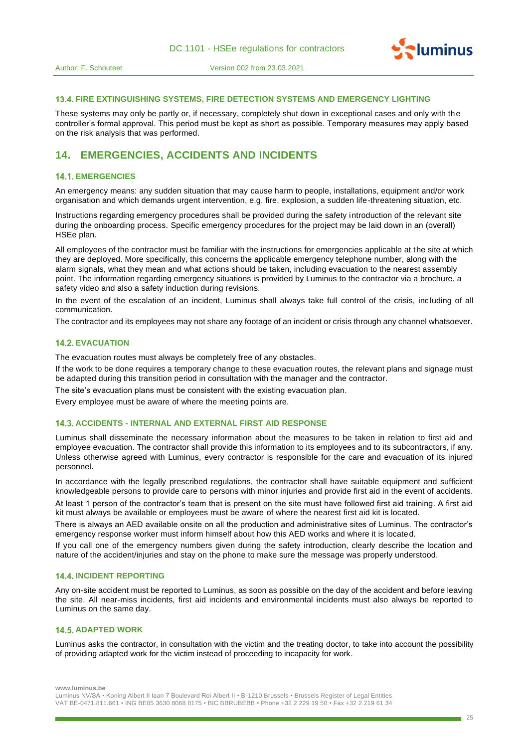### 13.4. FIRE EXTINGUISHING SYSTEMS, FIRE DETECTION SYSTEMS AND EMERGENCY LIGHTING

These systems may only be partly or, if necessary, completely shut down in exceptional cases and only with the controller's formal approval. This period must be kept as short as possible. Temporary measures may apply based on the risk analysis that was performed.

## 14. EMERGENCIES, ACCIDENTS AND INCIDENTS

### 14.1. EMERGENCIES

An emergency means: any sudden situation that may cause harm to people, installations, equipment and/or work organisation and which demands urgent intervention, e.g. fire, explosion, a sudden life-threatening situation, etc.

Instructions regarding emergency procedures shall be provided during the safety introduction of the relevant site during the onboarding process. Specific emergency procedures for the project may be laid down in an (overall) HSEe plan.

All employees of the contractor must be familiar with the instructions for emergencies applicable at the site at which they are deployed. More specifically, this concerns the applicable emergency telephone number, along with the alarm signals, what they mean and what actions should be taken, including evacuation to the nearest assembly point. The information regarding emergency situations is provided by Luminus to the contractor via a brochure, a safety video and also a safety induction during revisions.

In the event of the escalation of an incident, Luminus shall always take full control of the crisis, including of all communication.

The contractor and its employees may not share any footage of an incident or crisis through any channel whatsoever.

### 14.2. EVACUATION

The evacuation routes must always be completely free of any obstacles.

If the work to be done requires a temporary change to these evacuation routes, the relevant plans and signage must be adapted during this transition period in consultation with the manager and the contractor.

The site's evacuation plans must be consistent with the existing evacuation plan.

Every employee must be aware of where the meeting points are.

### 14.3. ACCIDENTS - INTERNAL AND EXTERNAL FIRST AID RESPONSE

Luminus shall disseminate the necessary information about the measures to be taken in relation to first aid and employee evacuation. The contractor shall provide this information to its employees and to its subcontractors, if any. Unless otherwise agreed with Luminus, every contractor is responsible for the care and evacuation of its injured personnel.

In accordance with the legally prescribed regulations, the contractor shall have suitable equipment and sufficient knowledgeable persons to provide care to persons with minor injuries and provide first aid in the event of accidents.

At least 1 person of the contractor's team that is present on the site must have followed first aid training. A first aid kit must always be available or employees must be aware of where the nearest first aid kit is located.

There is always an AED available onsite on all the production and administrative sites of Luminus. The contractor's emergency response worker must inform himself about how this AED works and where it is located.

If you call one of the emergency numbers given during the safety introduction, clearly describe the location and nature of the accident/injuries and stay on the phone to make sure the message was properly understood.

### 14.4. INCIDENT REPORTING

Any on-site accident must be reported to Luminus, as soon as possible on the day of the accident and before leaving the site. All near-miss incidents, first aid incidents and environmental incidents must also always be reported to Luminus on the same day.

### 14.5. ADAPTED WORK

Luminus asks the contractor, in consultation with the victim and the treating doctor, to take into account the possibility of providing adapted work for the victim instead of proceeding to incapacity for work.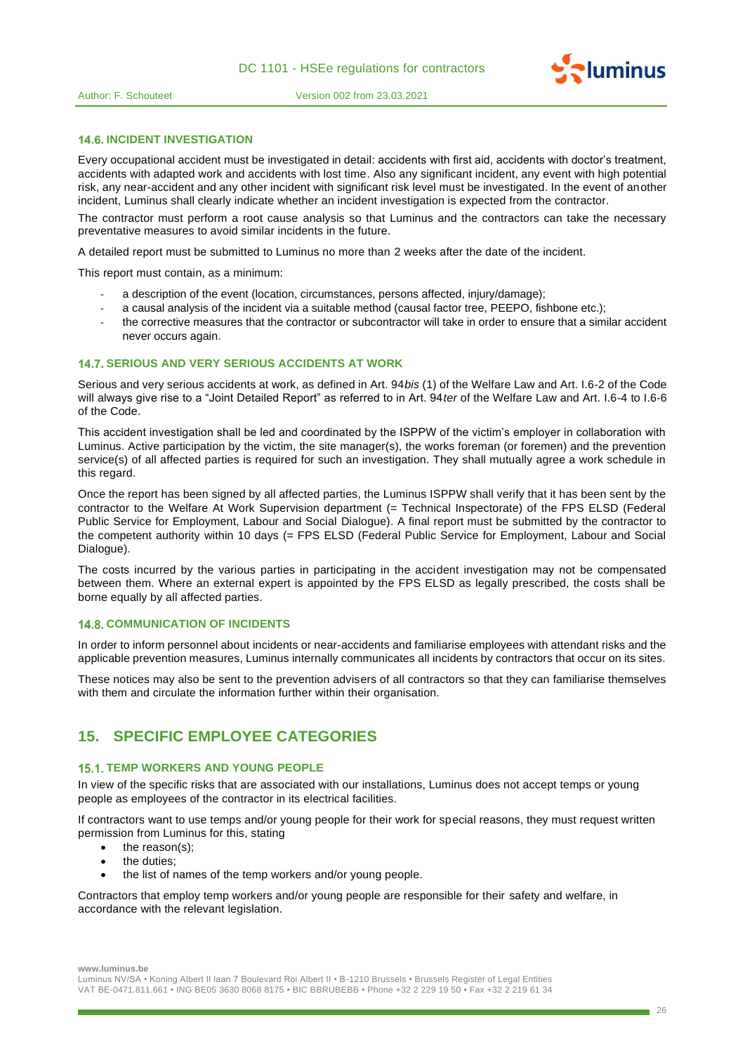### 14.6. INCIDENT INVESTIGATION

Every occupational accident must be investigated in detail: accidents with first aid, accidents with doctor's treatment, accidents with adapted work and accidents with lost time. Also any significant incident, any event with high potential risk, any near-accident and any other incident with significant risk level must be investigated. In the event of another incident, Luminus shall clearly indicate whether an incident investigation is expected from the contractor.

The contractor must perform a root cause analysis so that Luminus and the contractors can take the necessary preventative measures to avoid similar incidents in the future.

A detailed report must be submitted to Luminus no more than 2 weeks after the date of the incident.

This report must contain, as a minimum:

- a description of the event (location, circumstances, persons affected, injury/damage);
- a causal analysis of the incident via a suitable method (causal factor tree, PEEPO, fishbone etc.);
- the corrective measures that the contractor or subcontractor will take in order to ensure that a similar accident never occurs again.

### 14.7. SERIOUS AND VERY SERIOUS ACCIDENTS AT WORK

Serious and very serious accidents at work, as defined in Art. 94*bis* (1) of the Welfare Law and Art. I.6-2 of the Code will always give rise to a "Joint Detailed Report" as referred to in Art. 94*ter* of the Welfare Law and Art. I.6-4 to I.6-6 of the Code.

This accident investigation shall be led and coordinated by the ISPPW of the victim's employer in collaboration with Luminus. Active participation by the victim, the site manager(s), the works foreman (or foremen) and the prevention service(s) of all affected parties is required for such an investigation. They shall mutually agree a work schedule in this regard.

Once the report has been signed by all affected parties, the Luminus ISPPW shall verify that it has been sent by the contractor to the Welfare At Work Supervision department (= Technical Inspectorate) of the FPS ELSD (Federal Public Service for Employment, Labour and Social Dialogue). A final report must be submitted by the contractor to the competent authority within 10 days (= FPS ELSD (Federal Public Service for Employment, Labour and Social Dialogue).

The costs incurred by the various parties in participating in the accident investigation may not be compensated between them. Where an external expert is appointed by the FPS ELSD as legally prescribed, the costs shall be borne equally by all affected parties.

### 14.8. COMMUNICATION OF INCIDENTS

In order to inform personnel about incidents or near-accidents and familiarise employees with attendant risks and the applicable prevention measures, Luminus internally communicates all incidents by contractors that occur on its sites.

These notices may also be sent to the prevention advisers of all contractors so that they can familiarise themselves with them and circulate the information further within their organisation.

## 15. SPECIFIC EMPLOYEE CATEGORIES

### 15.1. TEMP WORKERS AND YOUNG PEOPLE

In view of the specific risks that are associated with our installations, Luminus does not accept temps or young people as employees of the contractor in its electrical facilities.

If contractors want to use temps and/or young people for their work for special reasons, they must request written permission from Luminus for this, stating

- the reason(s);
- the duties;
- the list of names of the temp workers and/or young people.

Contractors that employ temp workers and/or young people are responsible for their safety and welfare, in accordance with the relevant legislation.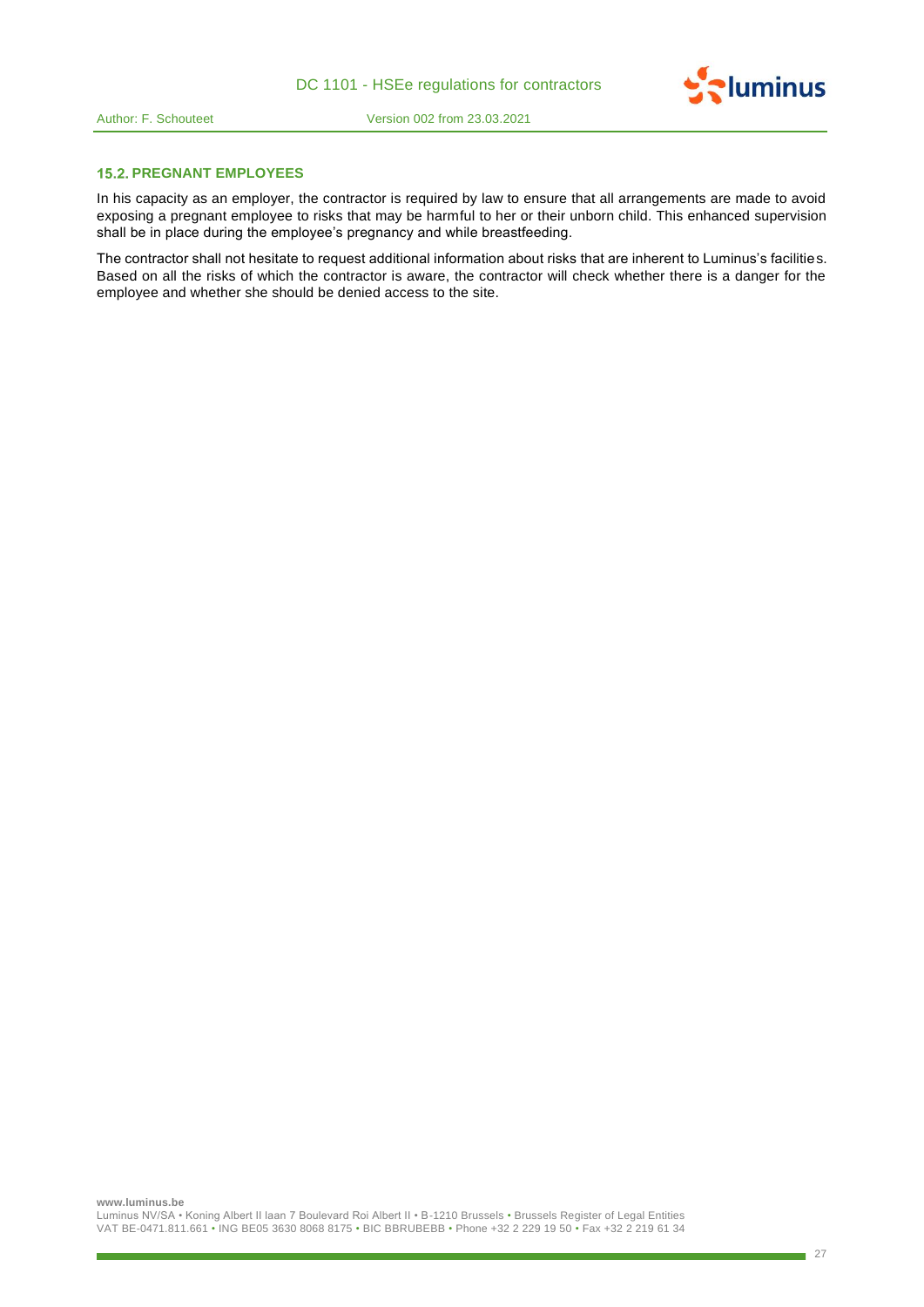### 15.2. PREGNANT EMPLOYEES

In his capacity as an employer, the contractor is required by law to ensure that all arrangements are made to avoid exposing a pregnant employee to risks that may be harmful to her or their unborn child. This enhanced supervision shall be in place during the employee's pregnancy and while breastfeeding.

The contractor shall not hesitate to request additional information about risks that are inherent to Luminus's facilities. Based on all the risks of which the contractor is aware, the contractor will check whether there is a danger for the employee and whether she should be denied access to the site.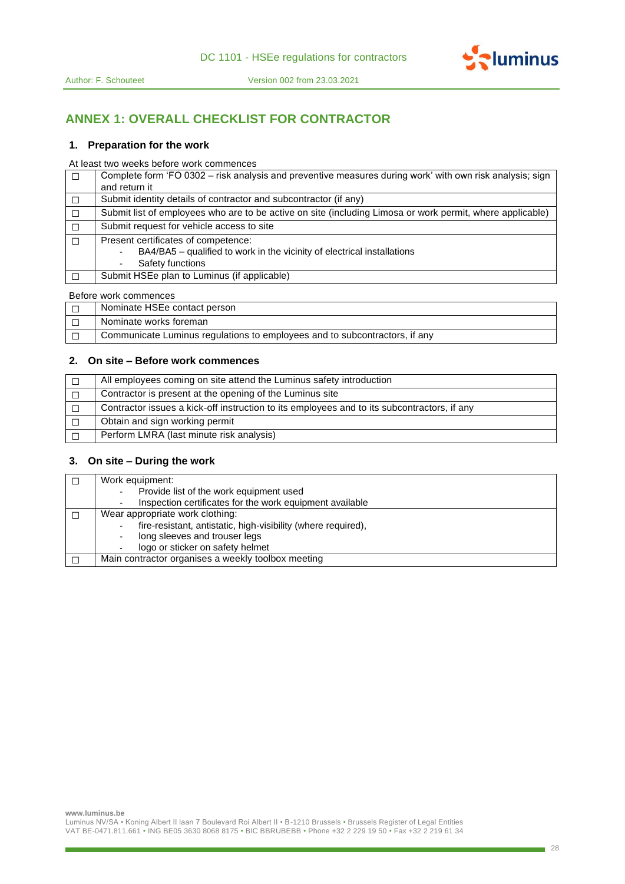## ANNEX 1: OVERALL CHECKLIST FOR CONTRACTOR

### 1. Preparation for the work

At least two weeks before work commences

| | |
|---|---|
| ☐ | Complete form 'FO 0302 – risk analysis and preventive measures during work' with own risk analysis; sign and return it |
| ☐ | Submit identity details of contractor and subcontractor (if any) |
| ☐ | Submit list of employees who are to be active on site (including Limosa or work permit, where applicable) |
| ☐ | Submit request for vehicle access to site |
| ☐ | Present certificates of competence:<br>- BA4/BA5 – qualified to work in the vicinity of electrical installations<br>- Safety functions |
| ☐ | Submit HSEe plan to Luminus (if applicable) |

Before work commences

| | |
|---|---|
| ☐ | Nominate HSEe contact person |
| ☐ | Nominate works foreman |
| ☐ | Communicate Luminus regulations to employees and to subcontractors, if any |

### 2. On site – Before work commences

| | |
|---|---|
| ☐ | All employees coming on site attend the Luminus safety introduction |
| ☐ | Contractor is present at the opening of the Luminus site |
| ☐ | Contractor issues a kick-off instruction to its employees and to its subcontractors, if any |
| ☐ | Obtain and sign working permit |
| ☐ | Perform LMRA (last minute risk analysis) |

### 3. On site – During the work

| | |
|---|---|
| ☐ | Work equipment:<br>- Provide list of the work equipment used<br>- Inspection certificates for the work equipment available |
| ☐ | Wear appropriate work clothing:<br>- fire-resistant, antistatic, high-visibility (where required),<br>- long sleeves and trouser legs<br>- logo or sticker on safety helmet |
| ☐ | Main contractor organises a weekly toolbox meeting |